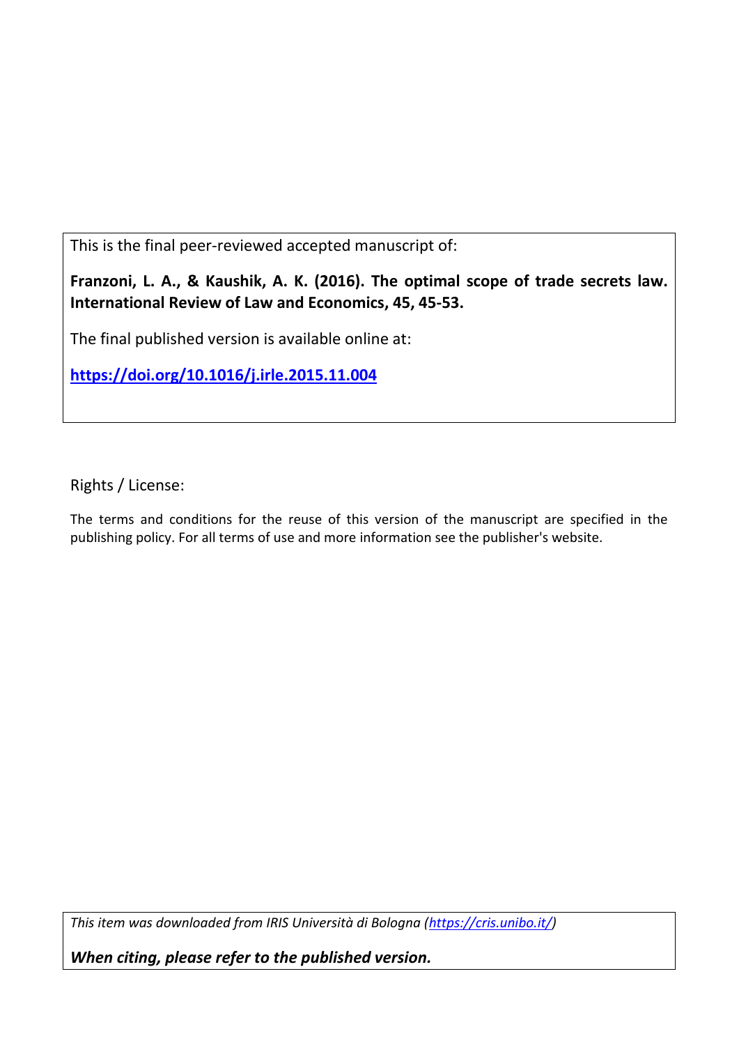This is the final peer-reviewed accepted manuscript of:

**Franzoni, L. A., & Kaushik, A. K. (2016). The optimal scope of trade secrets law. International Review of Law and Economics, 45, 45-53.**

The final published version is available online at:

**https://doi.org/10.1016/j.irle.2015.11.004**

Rights / License:

The terms and conditions for the reuse of this version of the manuscript are specified in the publishing policy. For all terms of use and more information see the publisher's website.

*This item was downloaded from IRIS Università di Bologna (https://cris.unibo.it/)*

***When citing, please refer to the published version.***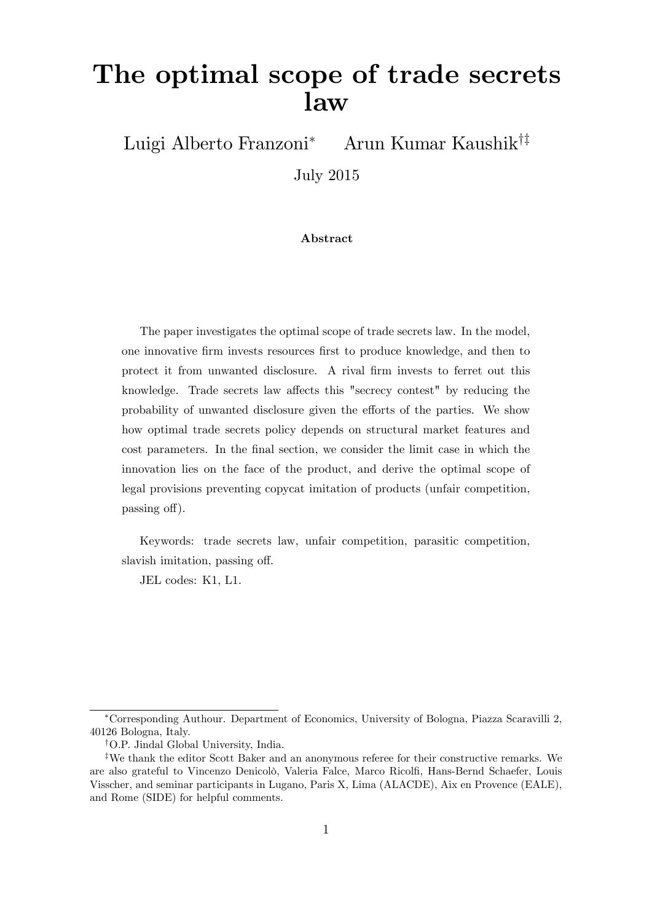# The optimal scope of trade secrets law

Luigi Alberto Franzoni[*] Arun Kumar Kaushik[†‡]

July 2015

**Abstract**

The paper investigates the optimal scope of trade secrets law. In the model, one innovative firm invests resources first to produce knowledge, and then to protect it from unwanted disclosure. A rival firm invests to ferret out this knowledge. Trade secrets law affects this "secrecy contest" by reducing the probability of unwanted disclosure given the efforts of the parties. We show how optimal trade secrets policy depends on structural market features and cost parameters. In the final section, we consider the limit case in which the innovation lies on the face of the product, and derive the optimal scope of legal provisions preventing copycat imitation of products (unfair competition, passing off).

Keywords: trade secrets law, unfair competition, parasitic competition, slavish imitation, passing off.

JEL codes: K1, L1.

---

[*] Corresponding Authour. Department of Economics, University of Bologna, Piazza Scaravilli 2, 40126 Bologna, Italy.

[†] O.P. Jindal Global University, India.

[‡] We thank the editor Scott Baker and an anonymous referee for their constructive remarks. We are also grateful to Vincenzo Denicolò, Valeria Falce, Marco Ricolfi, Hans-Bernd Schaefer, Louis Visscher, and seminar participants in Lugano, Paris X, Lima (ALACDE), Aix en Provence (EALE), and Rome (SIDE) for helpful comments.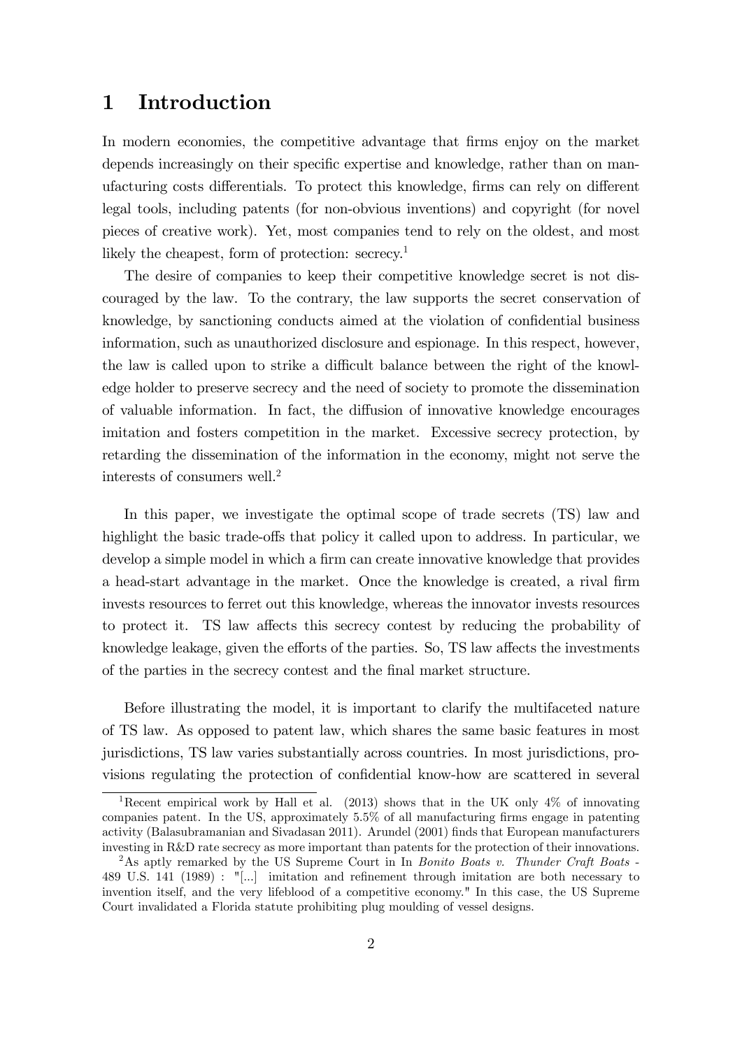# 1 Introduction

In modern economies, the competitive advantage that firms enjoy on the market depends increasingly on their specific expertise and knowledge, rather than on manufacturing costs differentials. To protect this knowledge, firms can rely on different legal tools, including patents (for non-obvious inventions) and copyright (for novel pieces of creative work). Yet, most companies tend to rely on the oldest, and most likely the cheapest, form of protection: secrecy.[1]

The desire of companies to keep their competitive knowledge secret is not discouraged by the law. To the contrary, the law supports the secret conservation of knowledge, by sanctioning conducts aimed at the violation of confidential business information, such as unauthorized disclosure and espionage. In this respect, however, the law is called upon to strike a difficult balance between the right of the knowledge holder to preserve secrecy and the need of society to promote the dissemination of valuable information. In fact, the diffusion of innovative knowledge encourages imitation and fosters competition in the market. Excessive secrecy protection, by retarding the dissemination of the information in the economy, might not serve the interests of consumers well.[2]

In this paper, we investigate the optimal scope of trade secrets (TS) law and highlight the basic trade-offs that policy it called upon to address. In particular, we develop a simple model in which a firm can create innovative knowledge that provides a head-start advantage in the market. Once the knowledge is created, a rival firm invests resources to ferret out this knowledge, whereas the innovator invests resources to protect it. TS law affects this secrecy contest by reducing the probability of knowledge leakage, given the efforts of the parties. So, TS law affects the investments of the parties in the secrecy contest and the final market structure.

Before illustrating the model, it is important to clarify the multifaceted nature of TS law. As opposed to patent law, which shares the same basic features in most jurisdictions, TS law varies substantially across countries. In most jurisdictions, provisions regulating the protection of confidential know-how are scattered in several

[1] Recent empirical work by Hall et al. (2013) shows that in the UK only 4% of innovating companies patent. In the US, approximately 5.5% of all manufacturing firms engage in patenting activity (Balasubramanian and Sivadasan 2011). Arundel (2001) finds that European manufacturers investing in R&D rate secrecy as more important than patents for the protection of their innovations.

[2] As aptly remarked by the US Supreme Court in In *Bonito Boats v. Thunder Craft Boats* - 489 U.S. 141 (1989) : "[...] imitation and refinement through imitation are both necessary to invention itself, and the very lifeblood of a competitive economy." In this case, the US Supreme Court invalidated a Florida statute prohibiting plug moulding of vessel designs.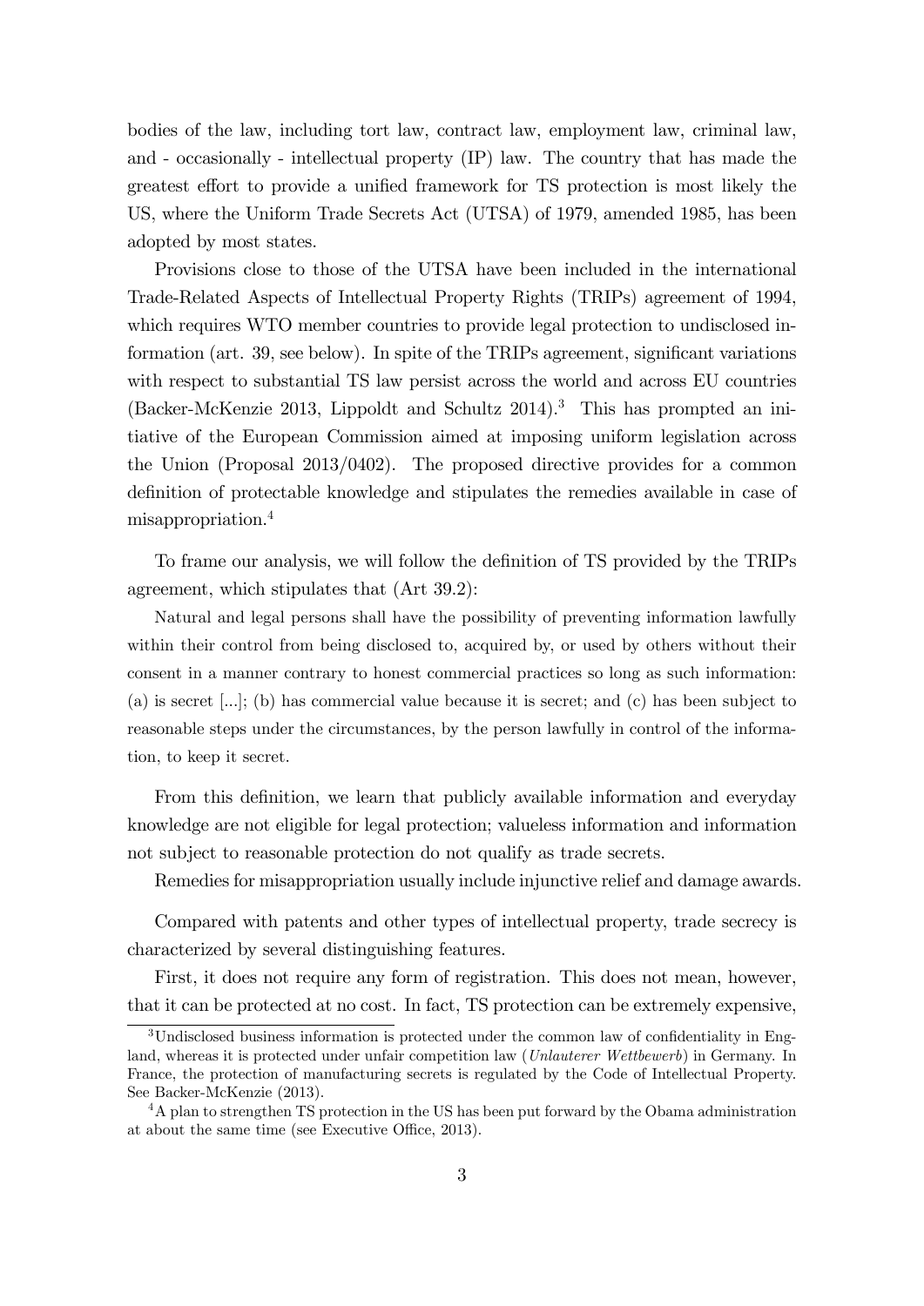bodies of the law, including tort law, contract law, employment law, criminal law, and - occasionally - intellectual property (IP) law. The country that has made the greatest effort to provide a unified framework for TS protection is most likely the US, where the Uniform Trade Secrets Act (UTSA) of 1979, amended 1985, has been adopted by most states.

Provisions close to those of the UTSA have been included in the international Trade-Related Aspects of Intellectual Property Rights (TRIPs) agreement of 1994, which requires WTO member countries to provide legal protection to undisclosed information (art. 39, see below). In spite of the TRIPs agreement, significant variations with respect to substantial TS law persist across the world and across EU countries (Backer-McKenzie 2013, Lippoldt and Schultz 2014).[3] This has prompted an initiative of the European Commission aimed at imposing uniform legislation across the Union (Proposal 2013/0402). The proposed directive provides for a common definition of protectable knowledge and stipulates the remedies available in case of misappropriation.[4]

To frame our analysis, we will follow the definition of TS provided by the TRIPs agreement, which stipulates that (Art 39.2):

> Natural and legal persons shall have the possibility of preventing information lawfully within their control from being disclosed to, acquired by, or used by others without their consent in a manner contrary to honest commercial practices so long as such information: (a) is secret [...]; (b) has commercial value because it is secret; and (c) has been subject to reasonable steps under the circumstances, by the person lawfully in control of the information, to keep it secret.

From this definition, we learn that publicly available information and everyday knowledge are not eligible for legal protection; valueless information and information not subject to reasonable protection do not qualify as trade secrets.

Remedies for misappropriation usually include injunctive relief and damage awards.

Compared with patents and other types of intellectual property, trade secrecy is characterized by several distinguishing features.

First, it does not require any form of registration. This does not mean, however, that it can be protected at no cost. In fact, TS protection can be extremely expensive,

---

[3] Undisclosed business information is protected under the common law of confidentiality in England, whereas it is protected under unfair competition law (*Unlauterer Wettbewerb*) in Germany. In France, the protection of manufacturing secrets is regulated by the Code of Intellectual Property. See Backer-McKenzie (2013).

[4] A plan to strengthen TS protection in the US has been put forward by the Obama administration at about the same time (see Executive Office, 2013).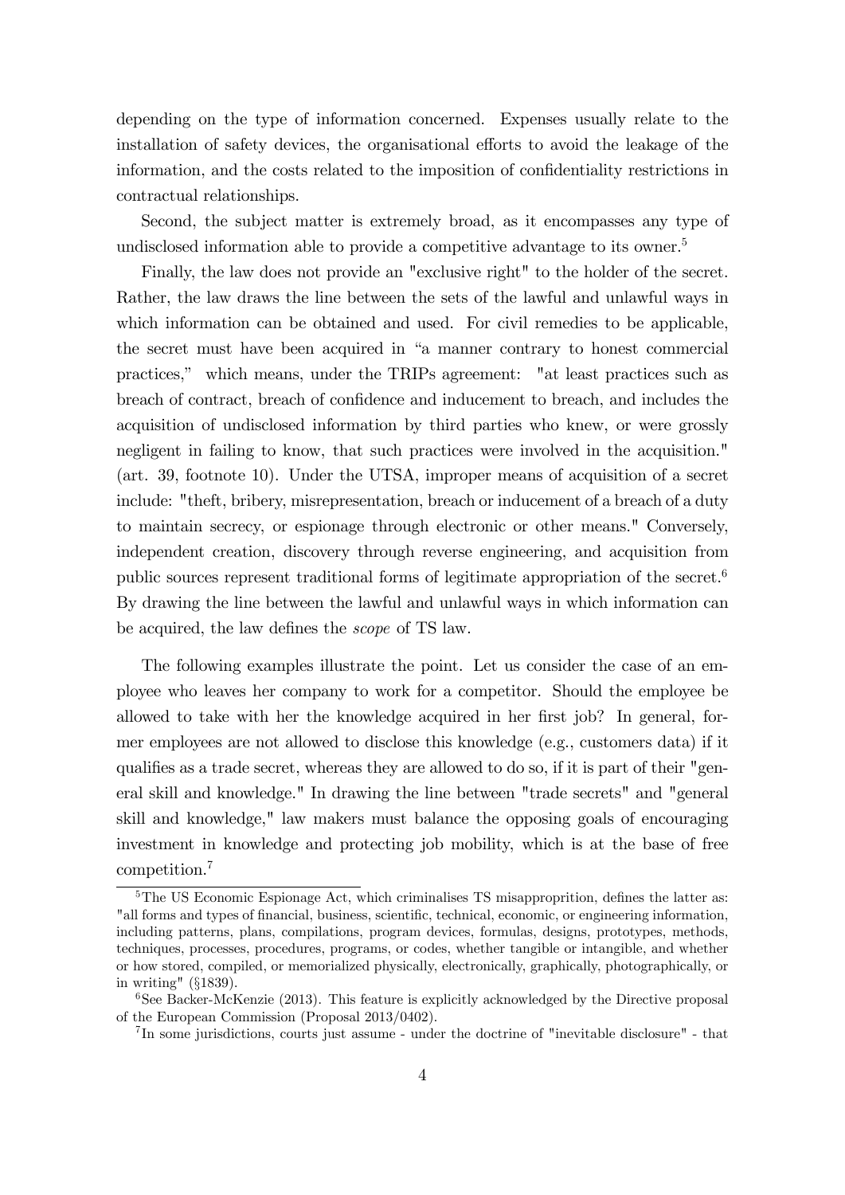depending on the type of information concerned. Expenses usually relate to the installation of safety devices, the organisational efforts to avoid the leakage of the information, and the costs related to the imposition of confidentiality restrictions in contractual relationships.

Second, the subject matter is extremely broad, as it encompasses any type of undisclosed information able to provide a competitive advantage to its owner.[5]

Finally, the law does not provide an "exclusive right" to the holder of the secret. Rather, the law draws the line between the sets of the lawful and unlawful ways in which information can be obtained and used. For civil remedies to be applicable, the secret must have been acquired in "a manner contrary to honest commercial practices," which means, under the TRIPs agreement: "at least practices such as breach of contract, breach of confidence and inducement to breach, and includes the acquisition of undisclosed information by third parties who knew, or were grossly negligent in failing to know, that such practices were involved in the acquisition." (art. 39, footnote 10). Under the UTSA, improper means of acquisition of a secret include: "theft, bribery, misrepresentation, breach or inducement of a breach of a duty to maintain secrecy, or espionage through electronic or other means." Conversely, independent creation, discovery through reverse engineering, and acquisition from public sources represent traditional forms of legitimate appropriation of the secret.[6] By drawing the line between the lawful and unlawful ways in which information can be acquired, the law defines the *scope* of TS law.

The following examples illustrate the point. Let us consider the case of an employee who leaves her company to work for a competitor. Should the employee be allowed to take with her the knowledge acquired in her first job? In general, former employees are not allowed to disclose this knowledge (e.g., customers data) if it qualifies as a trade secret, whereas they are allowed to do so, if it is part of their "general skill and knowledge." In drawing the line between "trade secrets" and "general skill and knowledge," law makers must balance the opposing goals of encouraging investment in knowledge and protecting job mobility, which is at the base of free competition.[7]

[5] The US Economic Espionage Act, which criminalises TS misappropriation, defines the latter as: "all forms and types of financial, business, scientific, technical, economic, or engineering information, including patterns, plans, compilations, program devices, formulas, designs, prototypes, methods, techniques, processes, procedures, programs, or codes, whether tangible or intangible, and whether or how stored, compiled, or memorialized physically, electronically, graphically, photographically, or in writing" (§1839).

[6] See Backer-McKenzie (2013). This feature is explicitly acknowledged by the Directive proposal of the European Commission (Proposal 2013/0402).

[7] In some jurisdictions, courts just assume - under the doctrine of "inevitable disclosure" - that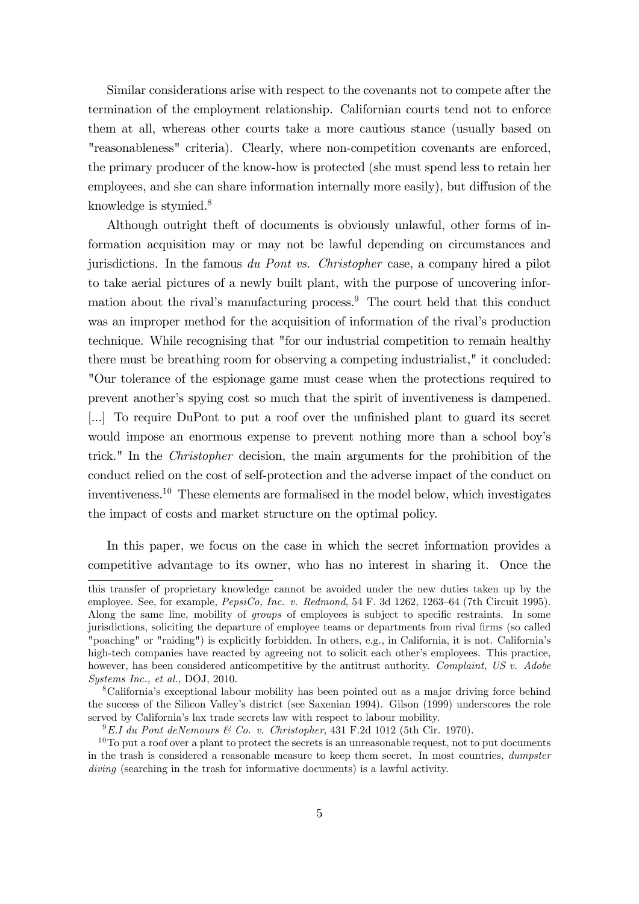Similar considerations arise with respect to the covenants not to compete after the termination of the employment relationship. Californian courts tend not to enforce them at all, whereas other courts take a more cautious stance (usually based on "reasonableness" criteria). Clearly, where non-competition covenants are enforced, the primary producer of the know-how is protected (she must spend less to retain her employees, and she can share information internally more easily), but diffusion of the knowledge is stymied.[8]

Although outright theft of documents is obviously unlawful, other forms of information acquisition may or may not be lawful depending on circumstances and jurisdictions. In the famous *du Pont vs. Christopher* case, a company hired a pilot to take aerial pictures of a newly built plant, with the purpose of uncovering information about the rival's manufacturing process.[9] The court held that this conduct was an improper method for the acquisition of information of the rival's production technique. While recognising that "for our industrial competition to remain healthy there must be breathing room for observing a competing industrialist," it concluded: "Our tolerance of the espionage game must cease when the protections required to prevent another's spying cost so much that the spirit of inventiveness is dampened. [...] To require DuPont to put a roof over the unfinished plant to guard its secret would impose an enormous expense to prevent nothing more than a school boy's trick." In the *Christopher* decision, the main arguments for the prohibition of the conduct relied on the cost of self-protection and the adverse impact of the conduct on inventiveness.[10] These elements are formalised in the model below, which investigates the impact of costs and market structure on the optimal policy.

In this paper, we focus on the case in which the secret information provides a competitive advantage to its owner, who has no interest in sharing it. Once the

---

this transfer of proprietary knowledge cannot be avoided under the new duties taken up by the employee. See, for example, *PepsiCo, Inc. v. Redmond*, 54 F. 3d 1262, 1263–64 (7th Circuit 1995). Along the same line, mobility of *groups* of employees is subject to specific restraints. In some jurisdictions, soliciting the departure of employee teams or departments from rival firms (so called "poaching" or "raiding") is explicitly forbidden. In others, e.g., in California, it is not. California's high-tech companies have reacted by agreeing not to solicit each other's employees. This practice, however, has been considered anticompetitive by the antitrust authority. *Complaint, US v. Adobe Systems Inc., et al.*, DOJ, 2010.

[8] California's exceptional labour mobility has been pointed out as a major driving force behind the success of the Silicon Valley's district (see Saxenian 1994). Gilson (1999) underscores the role served by California's lax trade secrets law with respect to labour mobility.

[9] *E.I du Pont deNemours & Co. v. Christopher*, 431 F.2d 1012 (5th Cir. 1970).

[10] To put a roof over a plant to protect the secrets is an unreasonable request, not to put documents in the trash is considered a reasonable measure to keep them secret. In most countries, *dumpster diving* (searching in the trash for informative documents) is a lawful activity.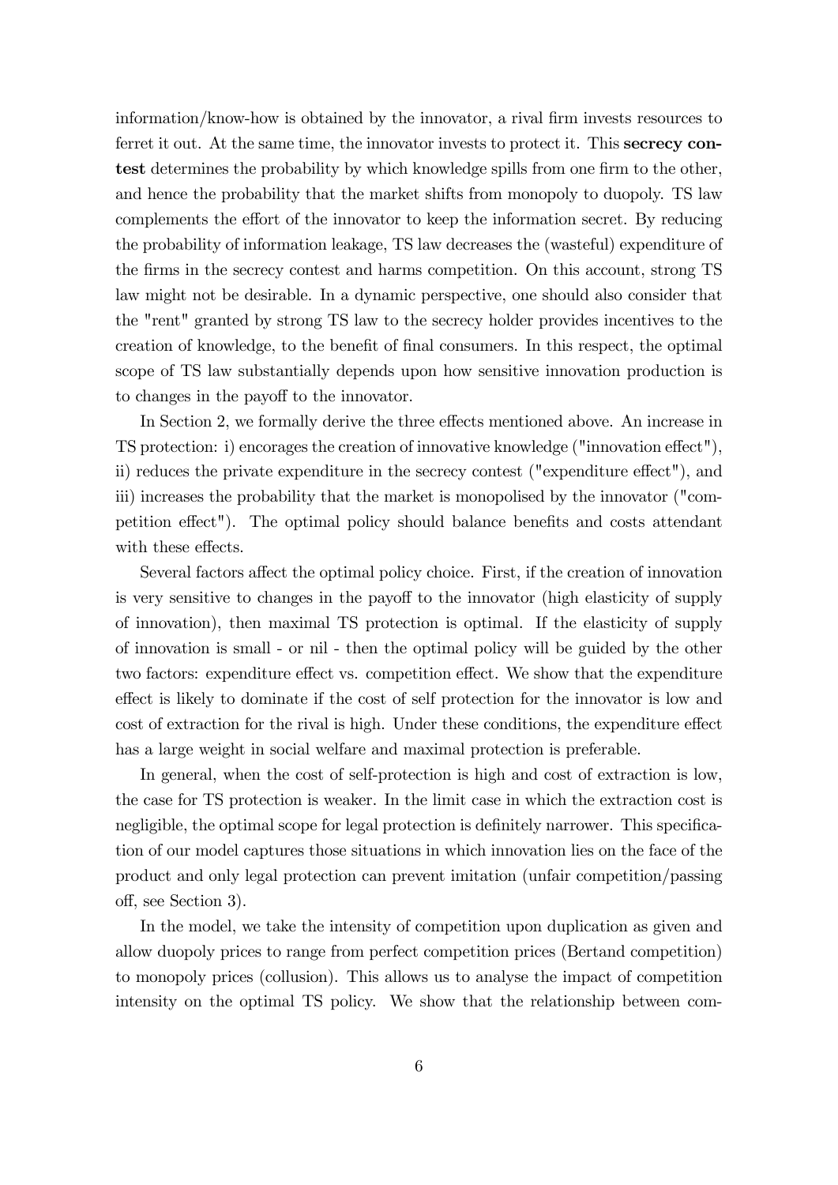information/know-how is obtained by the innovator, a rival firm invests resources to ferret it out. At the same time, the innovator invests to protect it. This **secrecy contest** determines the probability by which knowledge spills from one firm to the other, and hence the probability that the market shifts from monopoly to duopoly. TS law complements the effort of the innovator to keep the information secret. By reducing the probability of information leakage, TS law decreases the (wasteful) expenditure of the firms in the secrecy contest and harms competition. On this account, strong TS law might not be desirable. In a dynamic perspective, one should also consider that the "rent" granted by strong TS law to the secrecy holder provides incentives to the creation of knowledge, to the benefit of final consumers. In this respect, the optimal scope of TS law substantially depends upon how sensitive innovation production is to changes in the payoff to the innovator.

In Section 2, we formally derive the three effects mentioned above. An increase in TS protection: i) encorages the creation of innovative knowledge ("innovation effect"), ii) reduces the private expenditure in the secrecy contest ("expenditure effect"), and iii) increases the probability that the market is monopolised by the innovator ("competition effect"). The optimal policy should balance benefits and costs attendant with these effects.

Several factors affect the optimal policy choice. First, if the creation of innovation is very sensitive to changes in the payoff to the innovator (high elasticity of supply of innovation), then maximal TS protection is optimal. If the elasticity of supply of innovation is small - or nil - then the optimal policy will be guided by the other two factors: expenditure effect vs. competition effect. We show that the expenditure effect is likely to dominate if the cost of self protection for the innovator is low and cost of extraction for the rival is high. Under these conditions, the expenditure effect has a large weight in social welfare and maximal protection is preferable.

In general, when the cost of self-protection is high and cost of extraction is low, the case for TS protection is weaker. In the limit case in which the extraction cost is negligible, the optimal scope for legal protection is definitely narrower. This specification of our model captures those situations in which innovation lies on the face of the product and only legal protection can prevent imitation (unfair competition/passing off, see Section 3).

In the model, we take the intensity of competition upon duplication as given and allow duopoly prices to range from perfect competition prices (Bertand competition) to monopoly prices (collusion). This allows us to analyse the impact of competition intensity on the optimal TS policy. We show that the relationship between com-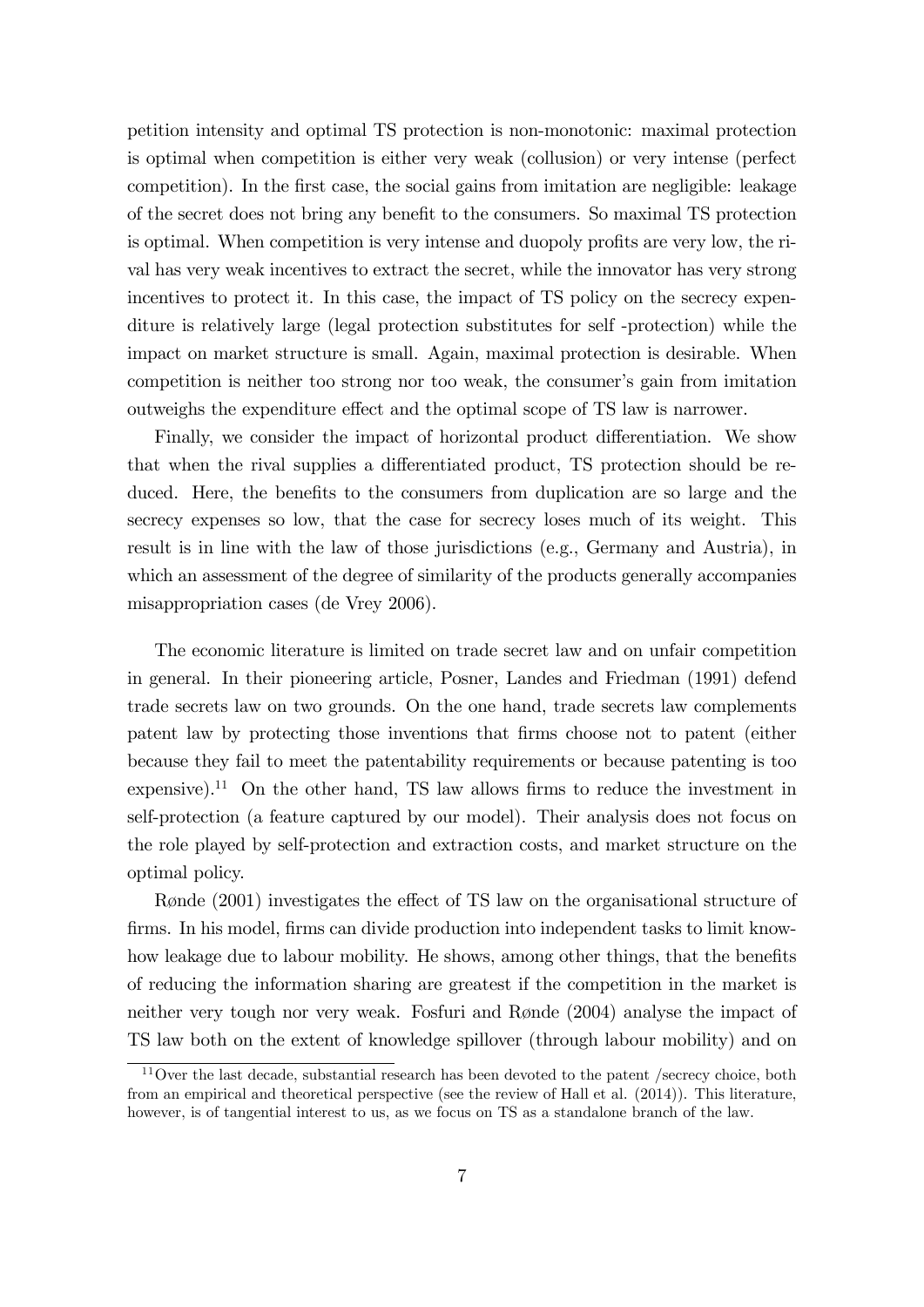petition intensity and optimal TS protection is non-monotonic: maximal protection is optimal when competition is either very weak (collusion) or very intense (perfect competition). In the first case, the social gains from imitation are negligible: leakage of the secret does not bring any benefit to the consumers. So maximal TS protection is optimal. When competition is very intense and duopoly profits are very low, the rival has very weak incentives to extract the secret, while the innovator has very strong incentives to protect it. In this case, the impact of TS policy on the secrecy expenditure is relatively large (legal protection substitutes for self -protection) while the impact on market structure is small. Again, maximal protection is desirable. When competition is neither too strong nor too weak, the consumer's gain from imitation outweighs the expenditure effect and the optimal scope of TS law is narrower.

Finally, we consider the impact of horizontal product differentiation. We show that when the rival supplies a differentiated product, TS protection should be reduced. Here, the benefits to the consumers from duplication are so large and the secrecy expenses so low, that the case for secrecy loses much of its weight. This result is in line with the law of those jurisdictions (e.g., Germany and Austria), in which an assessment of the degree of similarity of the products generally accompanies misappropriation cases (de Vrey 2006).

The economic literature is limited on trade secret law and on unfair competition in general. In their pioneering article, Posner, Landes and Friedman (1991) defend trade secrets law on two grounds. On the one hand, trade secrets law complements patent law by protecting those inventions that firms choose not to patent (either because they fail to meet the patentability requirements or because patenting is too expensive).[11] On the other hand, TS law allows firms to reduce the investment in self-protection (a feature captured by our model). Their analysis does not focus on the role played by self-protection and extraction costs, and market structure on the optimal policy.

Rønde (2001) investigates the effect of TS law on the organisational structure of firms. In his model, firms can divide production into independent tasks to limit know-how leakage due to labour mobility. He shows, among other things, that the benefits of reducing the information sharing are greatest if the competition in the market is neither very tough nor very weak. Fosfuri and Rønde (2004) analyse the impact of TS law both on the extent of knowledge spillover (through labour mobility) and on

[11] Over the last decade, substantial research has been devoted to the patent /secrecy choice, both from an empirical and theoretical perspective (see the review of Hall et al. (2014)). This literature, however, is of tangential interest to us, as we focus on TS as a standalone branch of the law.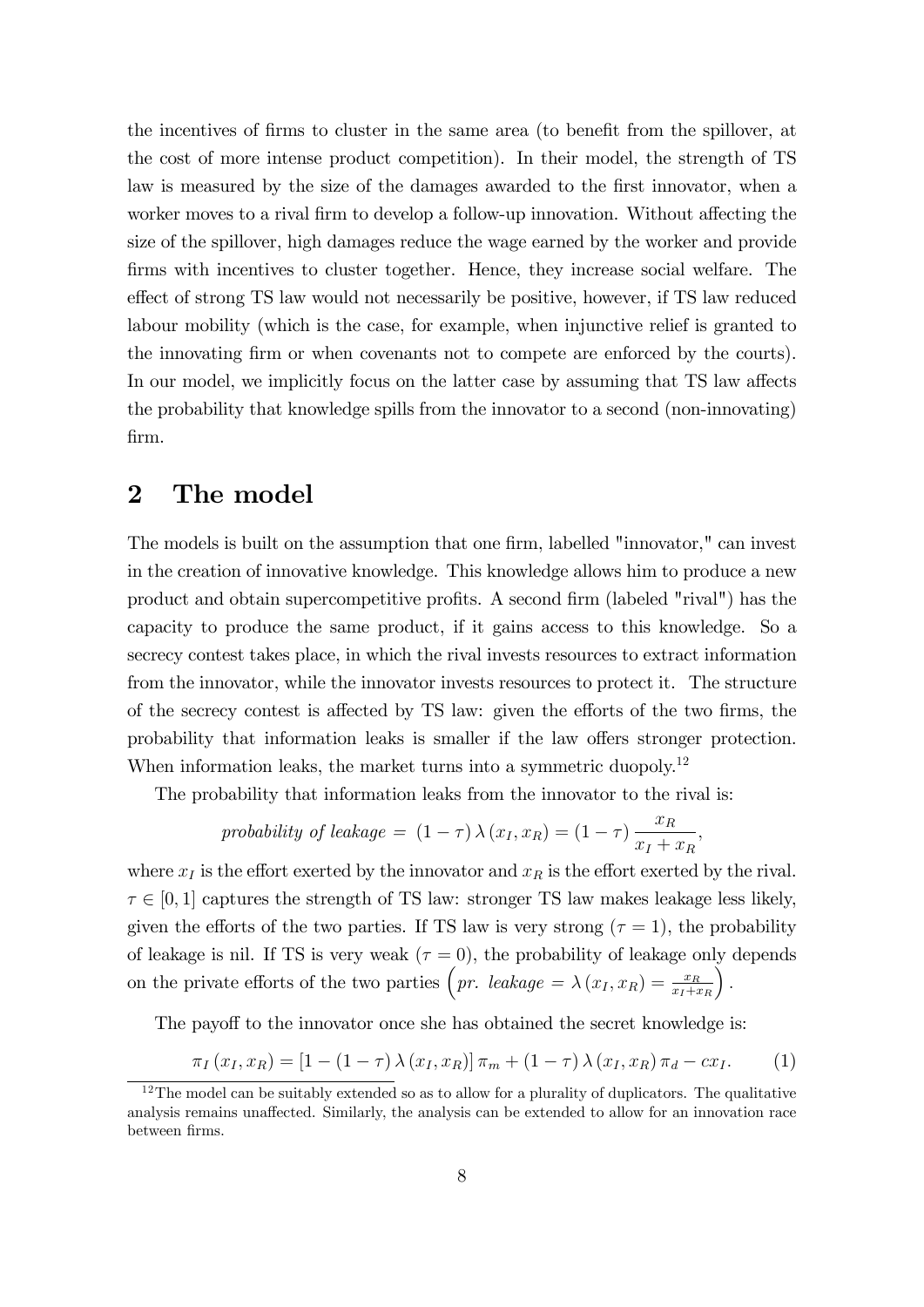the incentives of firms to cluster in the same area (to benefit from the spillover, at the cost of more intense product competition). In their model, the strength of TS law is measured by the size of the damages awarded to the first innovator, when a worker moves to a rival firm to develop a follow-up innovation. Without affecting the size of the spillover, high damages reduce the wage earned by the worker and provide firms with incentives to cluster together. Hence, they increase social welfare. The effect of strong TS law would not necessarily be positive, however, if TS law reduced labour mobility (which is the case, for example, when injunctive relief is granted to the innovating firm or when covenants not to compete are enforced by the courts). In our model, we implicitly focus on the latter case by assuming that TS law affects the probability that knowledge spills from the innovator to a second (non-innovating) firm.

## 2 The model

The models is built on the assumption that one firm, labelled "innovator," can invest in the creation of innovative knowledge. This knowledge allows him to produce a new product and obtain supercompetitive profits. A second firm (labeled "rival") has the capacity to produce the same product, if it gains access to this knowledge. So a secrecy contest takes place, in which the rival invests resources to extract information from the innovator, while the innovator invests resources to protect it. The structure of the secrecy contest is affected by TS law: given the efforts of the two firms, the probability that information leaks is smaller if the law offers stronger protection. When information leaks, the market turns into a symmetric duopoly.[12]

The probability that information leaks from the innovator to the rival is:

$$\textit{probability of leakage} = (1-\tau)\,\lambda(x_I, x_R) = (1-\tau)\,\frac{x_R}{x_I + x_R},$$

where $x_I$ is the effort exerted by the innovator and $x_R$ is the effort exerted by the rival. $\tau \in [0,1]$ captures the strength of TS law: stronger TS law makes leakage less likely, given the efforts of the two parties. If TS law is very strong ($\tau = 1$), the probability of leakage is nil. If TS is very weak ($\tau = 0$), the probability of leakage only depends on the private efforts of the two parties $\left(\textit{pr. leakage} = \lambda(x_I, x_R) = \frac{x_R}{x_I + x_R}\right)$.

The payoff to the innovator once she has obtained the secret knowledge is:

$$\pi_I(x_I, x_R) = [1 - (1-\tau)\,\lambda(x_I, x_R)]\,\pi_m + (1-\tau)\,\lambda(x_I, x_R)\,\pi_d - c x_I. \tag{1}$$

[12] The model can be suitably extended so as to allow for a plurality of duplicators. The qualitative analysis remains unaffected. Similarly, the analysis can be extended to allow for an innovation race between firms.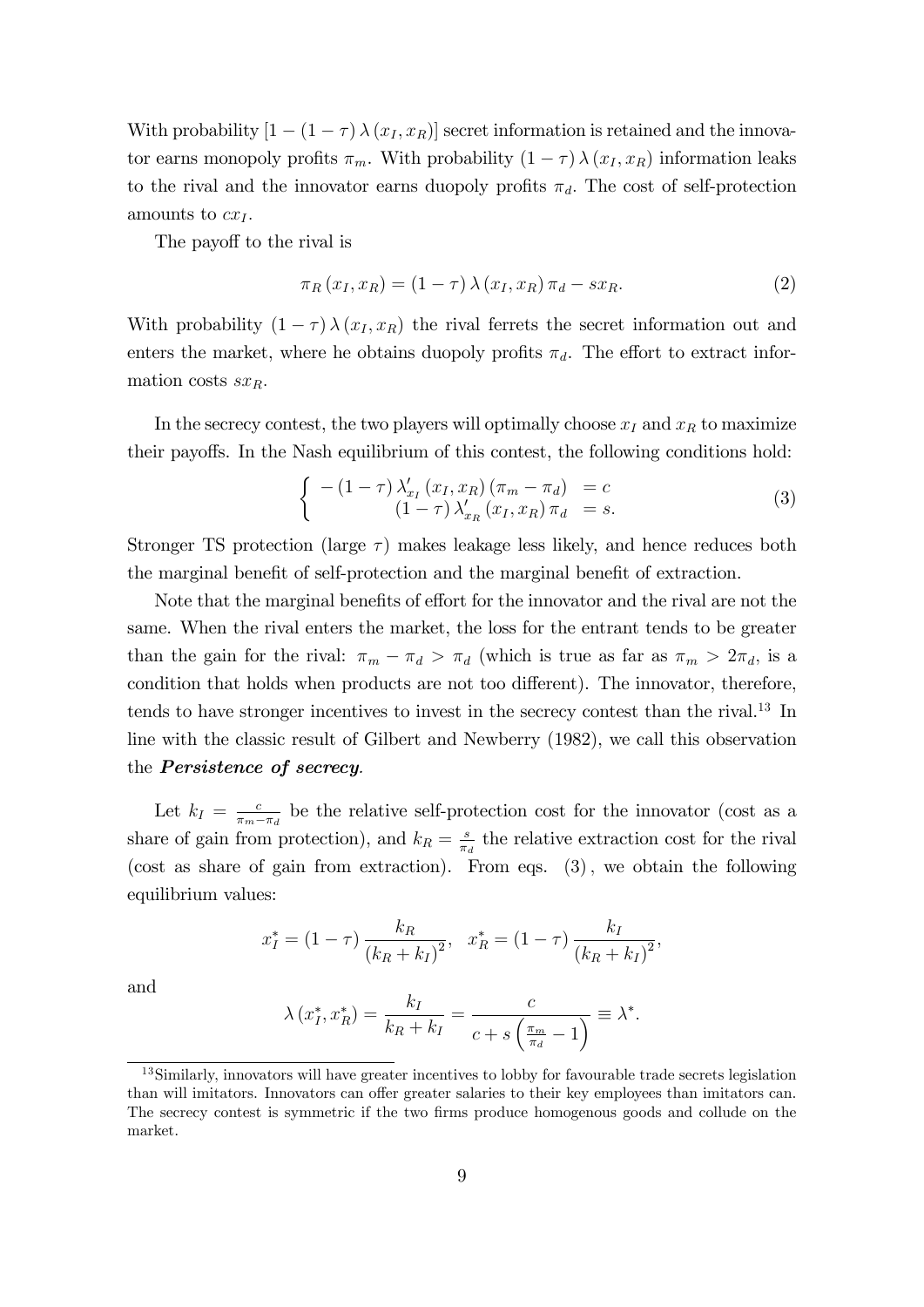With probability $[1-(1-\tau)\lambda(x_I, x_R)]$ secret information is retained and the innovator earns monopoly profits $\pi_m$. With probability $(1-\tau)\lambda(x_I, x_R)$ information leaks to the rival and the innovator earns duopoly profits $\pi_d$. The cost of self-protection amounts to $cx_I$.

The payoff to the rival is

$$\pi_R(x_I, x_R) = (1-\tau)\lambda(x_I, x_R)\pi_d - sx_R. \tag{2}$$

With probability $(1-\tau)\lambda(x_I, x_R)$ the rival ferrets the secret information out and enters the market, where he obtains duopoly profits $\pi_d$. The effort to extract information costs $sx_R$.

In the secrecy contest, the two players will optimally choose $x_I$ and $x_R$ to maximize their payoffs. In the Nash equilibrium of this contest, the following conditions hold:

$$\begin{cases} -(1-\tau)\lambda'_{x_I}(x_I, x_R)(\pi_m - \pi_d) &= c \\ (1-\tau)\lambda'_{x_R}(x_I, x_R)\pi_d &= s. \end{cases} \tag{3}$$

Stronger TS protection (large $\tau$) makes leakage less likely, and hence reduces both the marginal benefit of self-protection and the marginal benefit of extraction.

Note that the marginal benefits of effort for the innovator and the rival are not the same. When the rival enters the market, the loss for the entrant tends to be greater than the gain for the rival: $\pi_m - \pi_d > \pi_d$ (which is true as far as $\pi_m > 2\pi_d$, is a condition that holds when products are not too different). The innovator, therefore, tends to have stronger incentives to invest in the secrecy contest than the rival.[13] In line with the classic result of Gilbert and Newberry (1982), we call this observation the ***Persistence of secrecy***.

Let $k_I = \frac{c}{\pi_m - \pi_d}$ be the relative self-protection cost for the innovator (cost as a share of gain from protection), and $k_R = \frac{s}{\pi_d}$ the relative extraction cost for the rival (cost as share of gain from extraction). From eqs. (3), we obtain the following equilibrium values:

$$x_I^* = (1-\tau)\frac{k_R}{(k_R + k_I)^2}, \quad x_R^* = (1-\tau)\frac{k_I}{(k_R + k_I)^2},$$

and

$$\lambda(x_I^*, x_R^*) = \frac{k_I}{k_R + k_I} = \frac{c}{c + s\left(\frac{\pi_m}{\pi_d} - 1\right)} \equiv \lambda^*.$$

[13] Similarly, innovators will have greater incentives to lobby for favourable trade secrets legislation than will imitators. Innovators can offer greater salaries to their key employees than imitators can. The secrecy contest is symmetric if the two firms produce homogenous goods and collude on the market.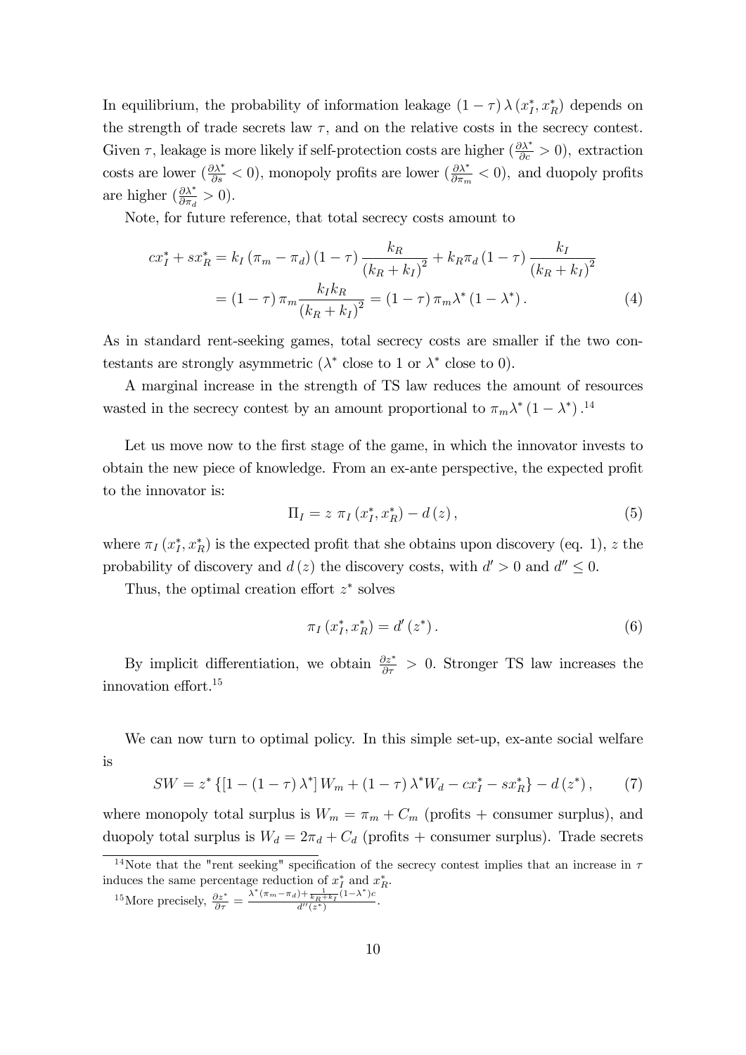In equilibrium, the probability of information leakage $(1-\tau)\lambda(x_I^*, x_R^*)$ depends on the strength of trade secrets law $\tau$, and on the relative costs in the secrecy contest. Given $\tau$, leakage is more likely if self-protection costs are higher ($\frac{\partial \lambda^*}{\partial c} > 0$), extraction costs are lower ($\frac{\partial \lambda^*}{\partial s} < 0$), monopoly profits are lower ($\frac{\partial \lambda^*}{\partial \pi_m} < 0$), and duopoly profits are higher ($\frac{\partial \lambda^*}{\partial \pi_d} > 0$).

Note, for future reference, that total secrecy costs amount to

$$
\begin{aligned}
cx_I^* + sx_R^* &= k_I(\pi_m - \pi_d)(1-\tau)\frac{k_R}{(k_R+k_I)^2} + k_R\pi_d(1-\tau)\frac{k_I}{(k_R+k_I)^2} \\
&= (1-\tau)\pi_m\frac{k_I k_R}{(k_R+k_I)^2} = (1-\tau)\pi_m\lambda^*(1-\lambda^*). \qquad (4)
\end{aligned}
$$

As in standard rent-seeking games, total secrecy costs are smaller if the two contestants are strongly asymmetric ($\lambda^*$ close to 1 or $\lambda^*$ close to 0).

A marginal increase in the strength of TS law reduces the amount of resources wasted in the secrecy contest by an amount proportional to $\pi_m\lambda^*(1-\lambda^*)$.[14]

Let us move now to the first stage of the game, in which the innovator invests to obtain the new piece of knowledge. From an ex-ante perspective, the expected profit to the innovator is:

$$
\Pi_I = z\ \pi_I(x_I^*, x_R^*) - d(z), \qquad (5)
$$

where $\pi_I(x_I^*, x_R^*)$ is the expected profit that she obtains upon discovery (eq. 1), $z$ the probability of discovery and $d(z)$ the discovery costs, with $d' > 0$ and $d'' \leq 0$.

Thus, the optimal creation effort $z^*$ solves

$$
\pi_I(x_I^*, x_R^*) = d'(z^*). \qquad (6)
$$

By implicit differentiation, we obtain $\frac{\partial z^*}{\partial \tau} > 0$. Stronger TS law increases the innovation effort.[15]

We can now turn to optimal policy. In this simple set-up, ex-ante social welfare is

$$
SW = z^*\left\{[1-(1-\tau)\lambda^*]W_m + (1-\tau)\lambda^* W_d - cx_I^* - sx_R^*\right\} - d(z^*), \qquad (7)
$$

where monopoly total surplus is $W_m = \pi_m + C_m$ (profits + consumer surplus), and duopoly total surplus is $W_d = 2\pi_d + C_d$ (profits + consumer surplus). Trade secrets

---

[14] Note that the "rent seeking" specification of the secrecy contest implies that an increase in $\tau$ induces the same percentage reduction of $x_I^*$ and $x_R^*$.

[15] More precisely, $\frac{\partial z^*}{\partial \tau} = \frac{\lambda^*(\pi_m - \pi_d) + \frac{1}{k_R + k_I}(1-\lambda^*)c}{d''(z^*)}$.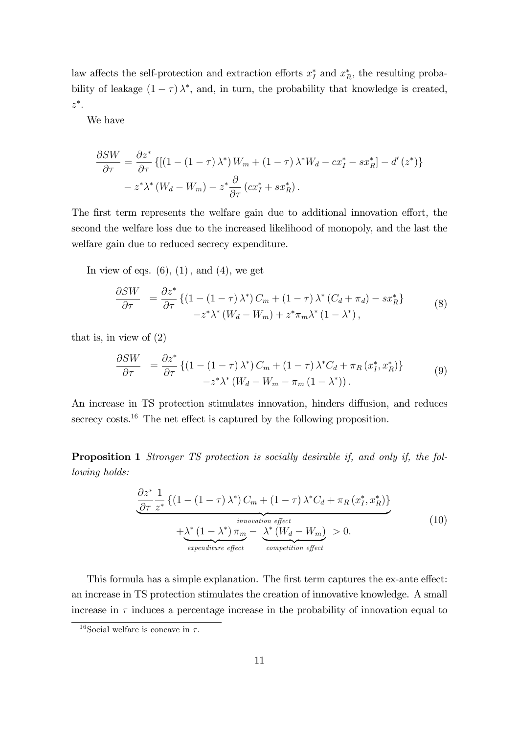law affects the self-protection and extraction efforts $x_I^*$ and $x_R^*$, the resulting probability of leakage $(1-\tau)\lambda^*$, and, in turn, the probability that knowledge is created, $z^*$.

We have

$$\frac{\partial SW}{\partial \tau} = \frac{\partial z^*}{\partial \tau}\left\{\left[\left(1-(1-\tau)\lambda^*\right)W_m + (1-\tau)\lambda^* W_d - cx_I^* - sx_R^*\right] - d'(z^*)\right\}$$
$$- z^*\lambda^*\left(W_d - W_m\right) - z^*\frac{\partial}{\partial \tau}\left(cx_I^* + sx_R^*\right).$$

The first term represents the welfare gain due to additional innovation effort, the second the welfare loss due to the increased likelihood of monopoly, and the last the welfare gain due to reduced secrecy expenditure.

In view of eqs. $(6)$, $(1)$, and $(4)$, we get

$$\begin{aligned}\frac{\partial SW}{\partial \tau} &= \frac{\partial z^*}{\partial \tau}\left\{\left(1-(1-\tau)\lambda^*\right)C_m + (1-\tau)\lambda^*\left(C_d + \pi_d\right) - sx_R^*\right\} \\ &\quad - z^*\lambda^*\left(W_d - W_m\right) + z^*\pi_m\lambda^*\left(1-\lambda^*\right),\end{aligned} \tag{8}$$

that is, in view of $(2)$

$$\begin{aligned}\frac{\partial SW}{\partial \tau} &= \frac{\partial z^*}{\partial \tau}\left\{\left(1-(1-\tau)\lambda^*\right)C_m + (1-\tau)\lambda^* C_d + \pi_R\left(x_I^*, x_R^*\right)\right\} \\ &\quad - z^*\lambda^*\left(W_d - W_m - \pi_m\left(1-\lambda^*\right)\right).\end{aligned} \tag{9}$$

An increase in TS protection stimulates innovation, hinders diffusion, and reduces secrecy costs.[16] The net effect is captured by the following proposition.

**Proposition 1** *Stronger TS protection is socially desirable if, and only if, the following holds:*

$$\begin{aligned}&\underbrace{\frac{\partial z^*}{\partial \tau}\frac{1}{z^*}\left\{\left(1-(1-\tau)\lambda^*\right)C_m + (1-\tau)\lambda^* C_d + \pi_R\left(x_I^*, x_R^*\right)\right\}}_{\text{innovation effect}} \\ &\quad + \underbrace{\lambda^*\left(1-\lambda^*\right)\pi_m}_{\text{expenditure effect}} - \underbrace{\lambda^*\left(W_d - W_m\right)}_{\text{competition effect}} > 0.\end{aligned} \tag{10}$$

This formula has a simple explanation. The first term captures the ex-ante effect: an increase in TS protection stimulates the creation of innovative knowledge. A small increase in $\tau$ induces a percentage increase in the probability of innovation equal to

[16] Social welfare is concave in $\tau$.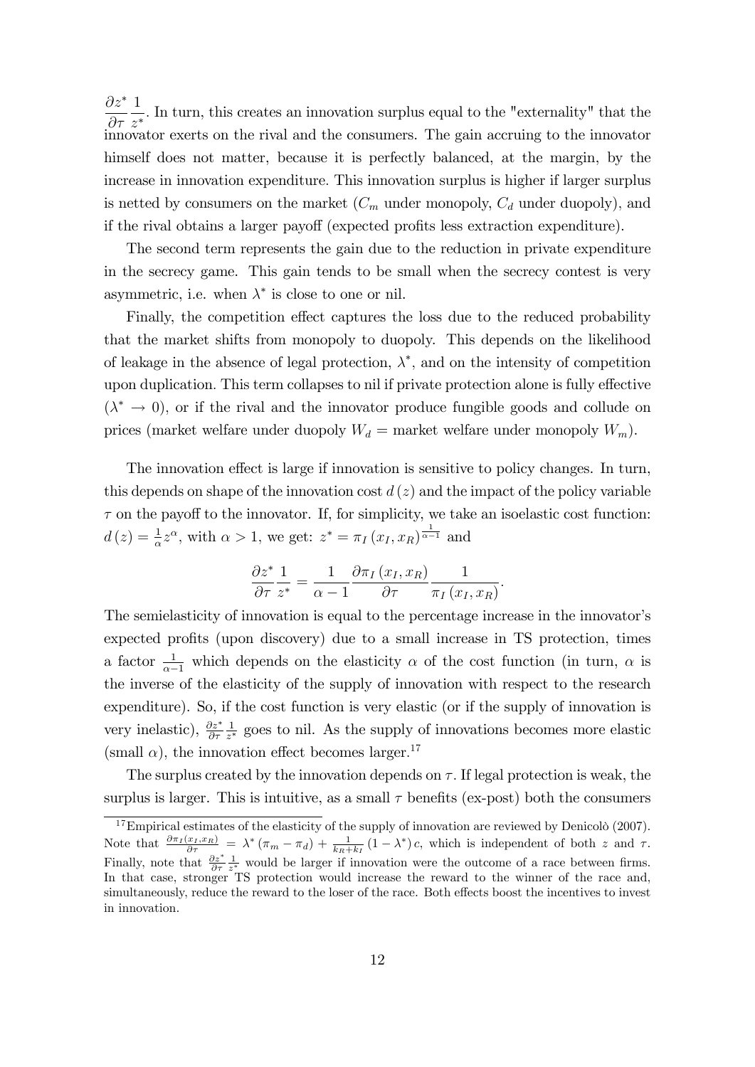$\frac{\partial z^*}{\partial \tau}\frac{1}{z^*}$. In turn, this creates an innovation surplus equal to the "externality" that the innovator exerts on the rival and the consumers. The gain accruing to the innovator himself does not matter, because it is perfectly balanced, at the margin, by the increase in innovation expenditure. This innovation surplus is higher if larger surplus is netted by consumers on the market ($C_m$ under monopoly, $C_d$ under duopoly), and if the rival obtains a larger payoff (expected profits less extraction expenditure).

The second term represents the gain due to the reduction in private expenditure in the secrecy game. This gain tends to be small when the secrecy contest is very asymmetric, i.e. when $\lambda^*$ is close to one or nil.

Finally, the competition effect captures the loss due to the reduced probability that the market shifts from monopoly to duopoly. This depends on the likelihood of leakage in the absence of legal protection, $\lambda^*$, and on the intensity of competition upon duplication. This term collapses to nil if private protection alone is fully effective ($\lambda^* \to 0$), or if the rival and the innovator produce fungible goods and collude on prices (market welfare under duopoly $W_d$ = market welfare under monopoly $W_m$).

The innovation effect is large if innovation is sensitive to policy changes. In turn, this depends on shape of the innovation cost $d(z)$ and the impact of the policy variable $\tau$ on the payoff to the innovator. If, for simplicity, we take an isoelastic cost function: $d(z) = \frac{1}{\alpha}z^{\alpha}$, with $\alpha > 1$, we get: $z^* = \pi_I(x_I, x_R)^{\frac{1}{\alpha-1}}$ and

$$\frac{\partial z^*}{\partial \tau}\frac{1}{z^*} = \frac{1}{\alpha - 1}\frac{\partial \pi_I(x_I, x_R)}{\partial \tau}\frac{1}{\pi_I(x_I, x_R)}.$$

The semielasticity of innovation is equal to the percentage increase in the innovator's expected profits (upon discovery) due to a small increase in TS protection, times a factor $\frac{1}{\alpha-1}$ which depends on the elasticity $\alpha$ of the cost function (in turn, $\alpha$ is the inverse of the elasticity of the supply of innovation with respect to the research expenditure). So, if the cost function is very elastic (or if the supply of innovation is very inelastic), $\frac{\partial z^*}{\partial \tau}\frac{1}{z^*}$ goes to nil. As the supply of innovations becomes more elastic (small $\alpha$), the innovation effect becomes larger.[17]

The surplus created by the innovation depends on $\tau$. If legal protection is weak, the surplus is larger. This is intuitive, as a small $\tau$ benefits (ex-post) both the consumers

[17] Empirical estimates of the elasticity of the supply of innovation are reviewed by Denicolò (2007). Note that $\frac{\partial \pi_I(x_I, x_R)}{\partial \tau} = \lambda^*(\pi_m - \pi_d) + \frac{1}{k_R + k_I}(1 - \lambda^*)c$, which is independent of both $z$ and $\tau$. Finally, note that $\frac{\partial z^*}{\partial \tau}\frac{1}{z^*}$ would be larger if innovation were the outcome of a race between firms. In that case, stronger TS protection would increase the reward to the winner of the race and, simultaneously, reduce the reward to the loser of the race. Both effects boost the incentives to invest in innovation.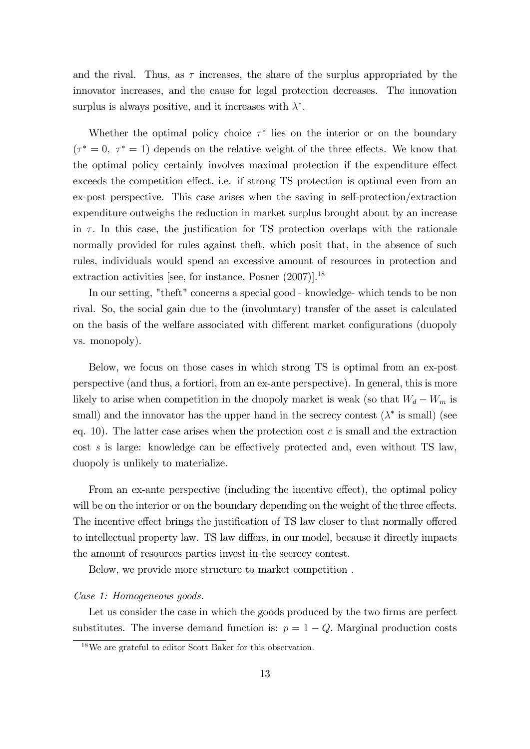and the rival. Thus, as $\tau$ increases, the share of the surplus appropriated by the innovator increases, and the cause for legal protection decreases. The innovation surplus is always positive, and it increases with $\lambda^*$.

Whether the optimal policy choice $\tau^*$ lies on the interior or on the boundary ($\tau^* = 0,\ \tau^* = 1$) depends on the relative weight of the three effects. We know that the optimal policy certainly involves maximal protection if the expenditure effect exceeds the competition effect, i.e. if strong TS protection is optimal even from an ex-post perspective. This case arises when the saving in self-protection/extraction expenditure outweighs the reduction in market surplus brought about by an increase in $\tau$. In this case, the justification for TS protection overlaps with the rationale normally provided for rules against theft, which posit that, in the absence of such rules, individuals would spend an excessive amount of resources in protection and extraction activities [see, for instance, Posner (2007)].[18]

In our setting, "theft" concerns a special good - knowledge- which tends to be non rival. So, the social gain due to the (involuntary) transfer of the asset is calculated on the basis of the welfare associated with different market configurations (duopoly vs. monopoly).

Below, we focus on those cases in which strong TS is optimal from an ex-post perspective (and thus, a fortiori, from an ex-ante perspective). In general, this is more likely to arise when competition in the duopoly market is weak (so that $W_d - W_m$ is small) and the innovator has the upper hand in the secrecy contest ($\lambda^*$ is small) (see eq. 10). The latter case arises when the protection cost $c$ is small and the extraction cost $s$ is large: knowledge can be effectively protected and, even without TS law, duopoly is unlikely to materialize.

From an ex-ante perspective (including the incentive effect), the optimal policy will be on the interior or on the boundary depending on the weight of the three effects. The incentive effect brings the justification of TS law closer to that normally offered to intellectual property law. TS law differs, in our model, because it directly impacts the amount of resources parties invest in the secrecy contest.

Below, we provide more structure to market competition .

*Case 1: Homogeneous goods.*

Let us consider the case in which the goods produced by the two firms are perfect substitutes. The inverse demand function is: $p = 1 - Q$. Marginal production costs

[18] We are grateful to editor Scott Baker for this observation.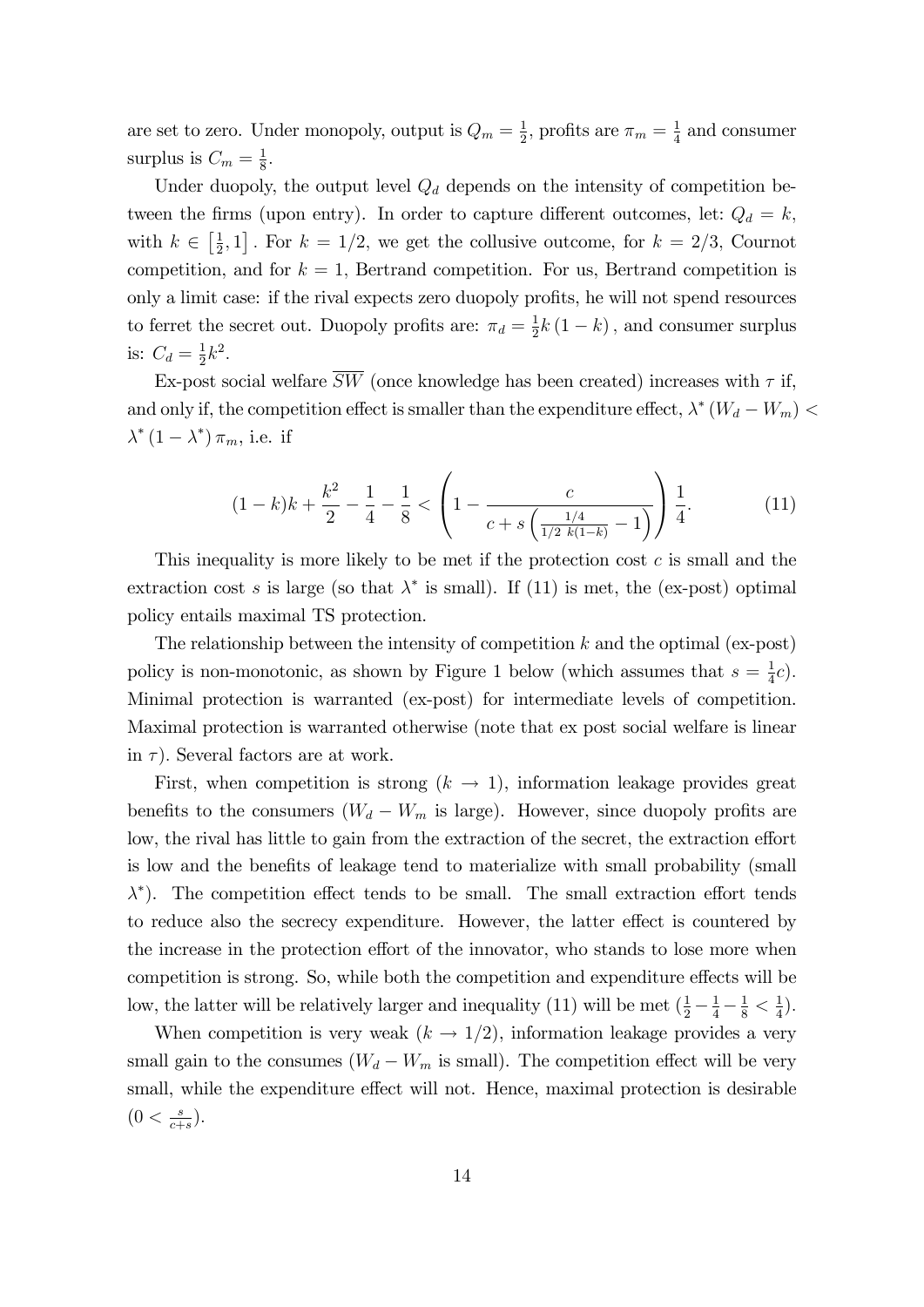are set to zero. Under monopoly, output is $Q_m = \frac{1}{2}$, profits are $\pi_m = \frac{1}{4}$ and consumer surplus is $C_m = \frac{1}{8}$.

Under duopoly, the output level $Q_d$ depends on the intensity of competition between the firms (upon entry). In order to capture different outcomes, let: $Q_d = k$, with $k \in \left[\frac{1}{2}, 1\right]$. For $k = 1/2$, we get the collusive outcome, for $k = 2/3$, Cournot competition, and for $k = 1$, Bertrand competition. For us, Bertrand competition is only a limit case: if the rival expects zero duopoly profits, he will not spend resources to ferret the secret out. Duopoly profits are: $\pi_d = \frac{1}{2}k(1-k)$, and consumer surplus is: $C_d = \frac{1}{2}k^2$.

Ex-post social welfare $\overline{SW}$ (once knowledge has been created) increases with $\tau$ if, and only if, the competition effect is smaller than the expenditure effect, $\lambda^*(W_d - W_m) < \lambda^*(1-\lambda^*)\pi_m$, i.e. if

$$(1-k)k + \frac{k^2}{2} - \frac{1}{4} - \frac{1}{8} < \left(1 - \frac{c}{c + s\left(\frac{1/4}{1/2\ k(1-k)} - 1\right)}\right)\frac{1}{4}. \tag{11}$$

This inequality is more likely to be met if the protection cost $c$ is small and the extraction cost $s$ is large (so that $\lambda^*$ is small). If (11) is met, the (ex-post) optimal policy entails maximal TS protection.

The relationship between the intensity of competition $k$ and the optimal (ex-post) policy is non-monotonic, as shown by Figure 1 below (which assumes that $s = \frac{1}{4}c$). Minimal protection is warranted (ex-post) for intermediate levels of competition. Maximal protection is warranted otherwise (note that ex post social welfare is linear in $\tau$). Several factors are at work.

First, when competition is strong ($k \to 1$), information leakage provides great benefits to the consumers ($W_d - W_m$ is large). However, since duopoly profits are low, the rival has little to gain from the extraction of the secret, the extraction effort is low and the benefits of leakage tend to materialize with small probability (small $\lambda^*$). The competition effect tends to be small. The small extraction effort tends to reduce also the secrecy expenditure. However, the latter effect is countered by the increase in the protection effort of the innovator, who stands to lose more when competition is strong. So, while both the competition and expenditure effects will be low, the latter will be relatively larger and inequality (11) will be met ($\frac{1}{2} - \frac{1}{4} - \frac{1}{8} < \frac{1}{4}$).

When competition is very weak ($k \to 1/2$), information leakage provides a very small gain to the consumes ($W_d - W_m$ is small). The competition effect will be very small, while the expenditure effect will not. Hence, maximal protection is desirable ($0 < \frac{s}{c+s}$).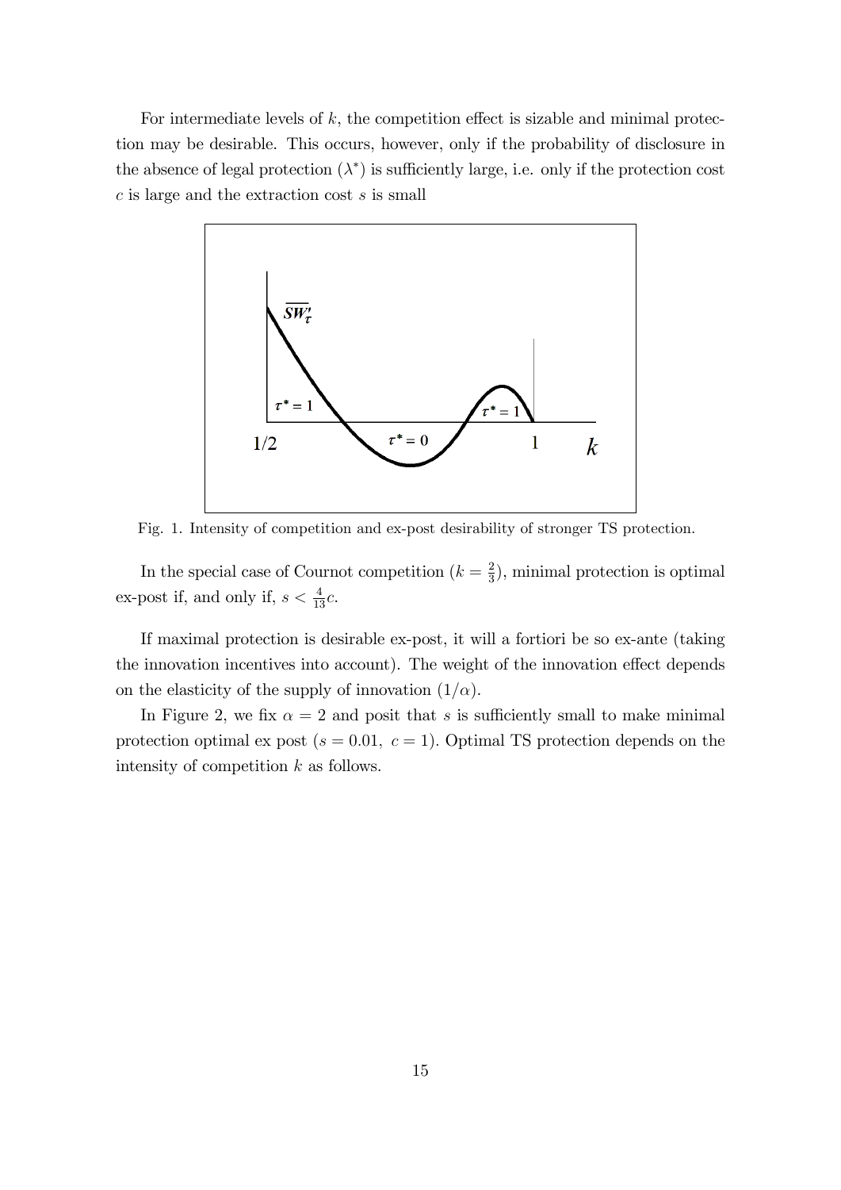For intermediate levels of $k$, the competition effect is sizable and minimal protection may be desirable. This occurs, however, only if the probability of disclosure in the absence of legal protection ($\lambda^*$) is sufficiently large, i.e. only if the protection cost $c$ is large and the extraction cost $s$ is small

Fig. 1. Intensity of competition and ex-post desirability of stronger TS protection.

In the special case of Cournot competition ($k = \frac{2}{3}$), minimal protection is optimal ex-post if, and only if, $s < \frac{4}{13}c$.

If maximal protection is desirable ex-post, it will a fortiori be so ex-ante (taking the innovation incentives into account). The weight of the innovation effect depends on the elasticity of the supply of innovation ($1/\alpha$).

In Figure 2, we fix $\alpha = 2$ and posit that $s$ is sufficiently small to make minimal protection optimal ex post ($s = 0.01,\ c = 1$). Optimal TS protection depends on the intensity of competition $k$ as follows.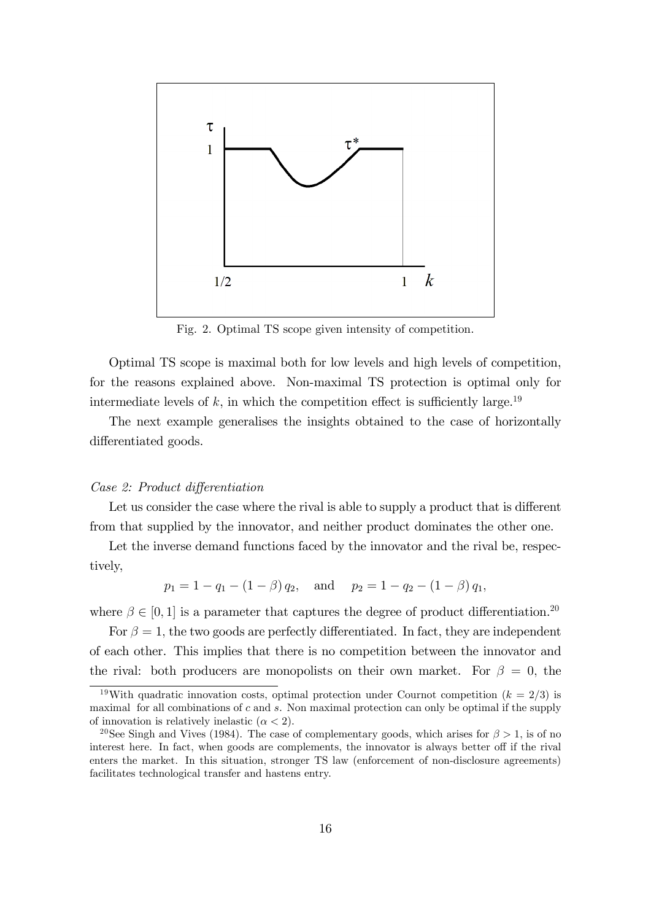Fig. 2. Optimal TS scope given intensity of competition.

Optimal TS scope is maximal both for low levels and high levels of competition, for the reasons explained above. Non-maximal TS protection is optimal only for intermediate levels of $k$, in which the competition effect is sufficiently large.[19]

The next example generalises the insights obtained to the case of horizontally differentiated goods.

*Case 2: Product differentiation*

Let us consider the case where the rival is able to supply a product that is different from that supplied by the innovator, and neither product dominates the other one.

Let the inverse demand functions faced by the innovator and the rival be, respectively,

$$p_1 = 1 - q_1 - (1 - \beta) q_2, \quad \text{and} \quad p_2 = 1 - q_2 - (1 - \beta) q_1,$$

where $\beta \in [0, 1]$ is a parameter that captures the degree of product differentiation.[20]

For $\beta = 1$, the two goods are perfectly differentiated. In fact, they are independent of each other. This implies that there is no competition between the innovator and the rival: both producers are monopolists on their own market. For $\beta = 0$, the

[19] With quadratic innovation costs, optimal protection under Cournot competition ($k = 2/3$) is maximal for all combinations of $c$ and $s$. Non maximal protection can only be optimal if the supply of innovation is relatively inelastic ($\alpha < 2$).

[20] See Singh and Vives (1984). The case of complementary goods, which arises for $\beta > 1$, is of no interest here. In fact, when goods are complements, the innovator is always better off if the rival enters the market. In this situation, stronger TS law (enforcement of non-disclosure agreements) facilitates technological transfer and hastens entry.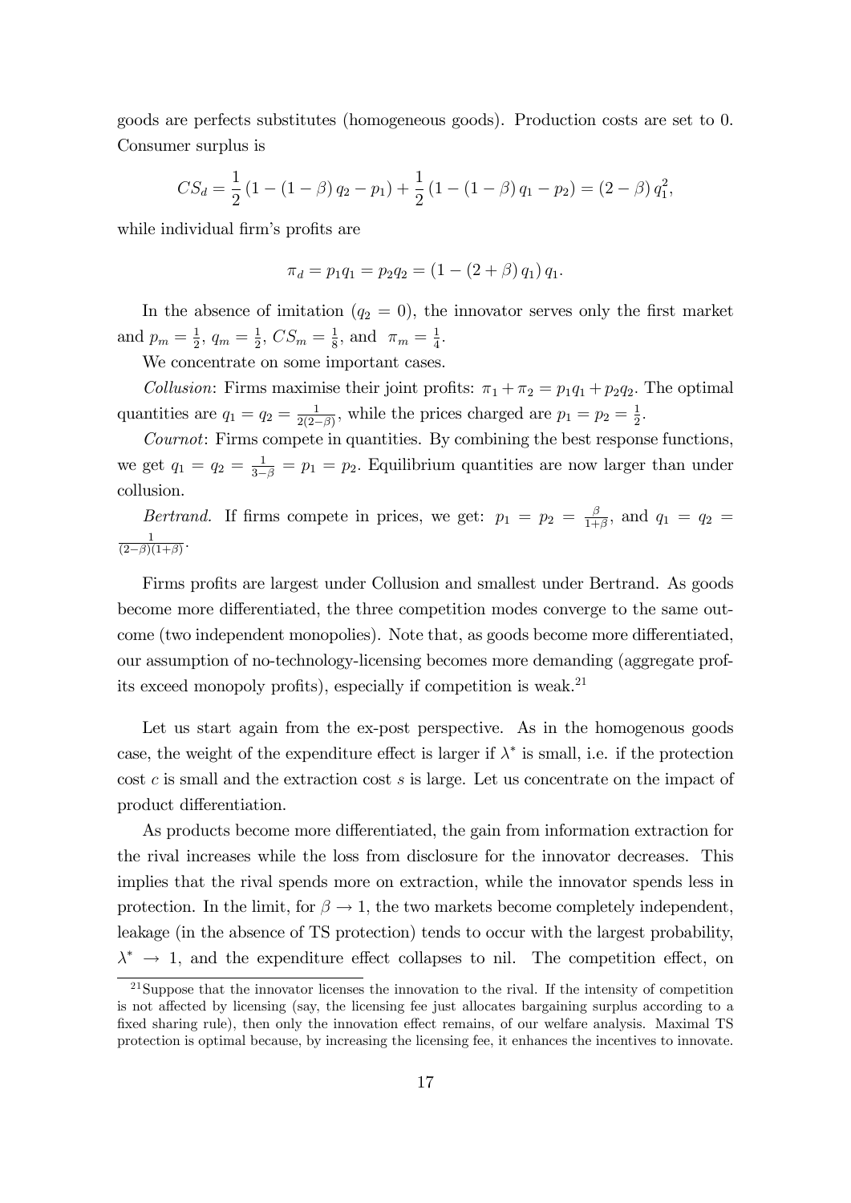goods are perfects substitutes (homogeneous goods). Production costs are set to 0. Consumer surplus is

$$CS_d = \frac{1}{2}\left(1 - (1-\beta) q_2 - p_1\right) + \frac{1}{2}\left(1 - (1-\beta) q_1 - p_2\right) = (2-\beta) q_1^2,$$

while individual firm's profits are

$$\pi_d = p_1 q_1 = p_2 q_2 = \left(1 - (2+\beta) q_1\right) q_1.$$

In the absence of imitation ($q_2 = 0$), the innovator serves only the first market and $p_m = \frac{1}{2}$, $q_m = \frac{1}{2}$, $CS_m = \frac{1}{8}$, and $\pi_m = \frac{1}{4}$.

We concentrate on some important cases.

*Collusion*: Firms maximise their joint profits: $\pi_1 + \pi_2 = p_1 q_1 + p_2 q_2$. The optimal quantities are $q_1 = q_2 = \frac{1}{2(2-\beta)}$, while the prices charged are $p_1 = p_2 = \frac{1}{2}$.

*Cournot*: Firms compete in quantities. By combining the best response functions, we get $q_1 = q_2 = \frac{1}{3-\beta} = p_1 = p_2$. Equilibrium quantities are now larger than under collusion.

*Bertrand.* If firms compete in prices, we get: $p_1 = p_2 = \frac{\beta}{1+\beta}$, and $q_1 = q_2 = \frac{1}{(2-\beta)(1+\beta)}$.

Firms profits are largest under Collusion and smallest under Bertrand. As goods become more differentiated, the three competition modes converge to the same outcome (two independent monopolies). Note that, as goods become more differentiated, our assumption of no-technology-licensing becomes more demanding (aggregate profits exceed monopoly profits), especially if competition is weak.[21]

Let us start again from the ex-post perspective. As in the homogenous goods case, the weight of the expenditure effect is larger if $\lambda^*$ is small, i.e. if the protection cost $c$ is small and the extraction cost $s$ is large. Let us concentrate on the impact of product differentiation.

As products become more differentiated, the gain from information extraction for the rival increases while the loss from disclosure for the innovator decreases. This implies that the rival spends more on extraction, while the innovator spends less in protection. In the limit, for $\beta \to 1$, the two markets become completely independent, leakage (in the absence of TS protection) tends to occur with the largest probability, $\lambda^* \to 1$, and the expenditure effect collapses to nil. The competition effect, on

[21] Suppose that the innovator licenses the innovation to the rival. If the intensity of competition is not affected by licensing (say, the licensing fee just allocates bargaining surplus according to a fixed sharing rule), then only the innovation effect remains, of our welfare analysis. Maximal TS protection is optimal because, by increasing the licensing fee, it enhances the incentives to innovate.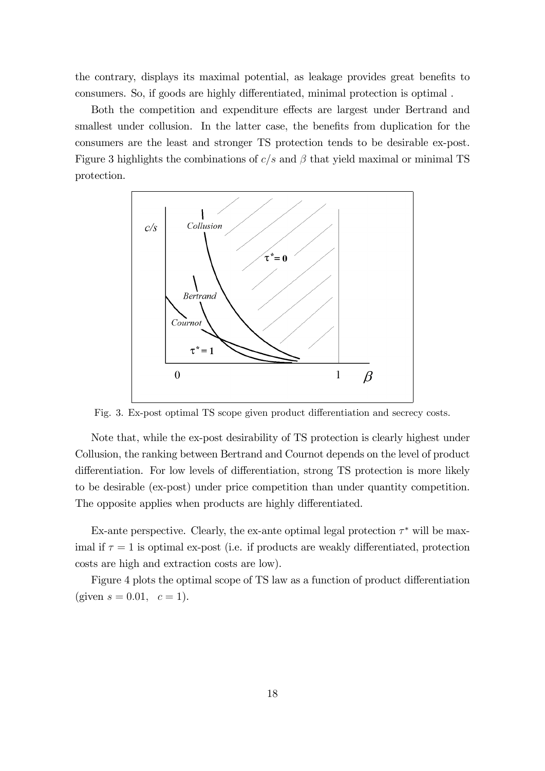the contrary, displays its maximal potential, as leakage provides great benefits to consumers. So, if goods are highly differentiated, minimal protection is optimal .

Both the competition and expenditure effects are largest under Bertrand and smallest under collusion. In the latter case, the benefits from duplication for the consumers are the least and stronger TS protection tends to be desirable ex-post. Figure 3 highlights the combinations of $c/s$ and $\beta$ that yield maximal or minimal TS protection.

Fig. 3. Ex-post optimal TS scope given product differentiation and secrecy costs.

Note that, while the ex-post desirability of TS protection is clearly highest under Collusion, the ranking between Bertrand and Cournot depends on the level of product differentiation. For low levels of differentiation, strong TS protection is more likely to be desirable (ex-post) under price competition than under quantity competition. The opposite applies when products are highly differentiated.

Ex-ante perspective. Clearly, the ex-ante optimal legal protection $\tau^*$ will be maximal if $\tau = 1$ is optimal ex-post (i.e. if products are weakly differentiated, protection costs are high and extraction costs are low).

Figure 4 plots the optimal scope of TS law as a function of product differentiation (given $s = 0.01, \quad c = 1$).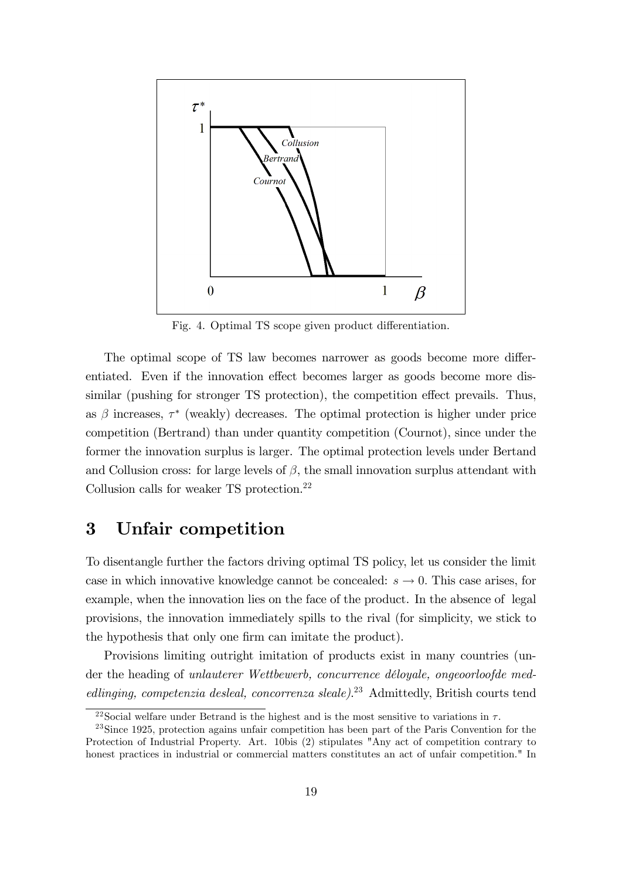Fig. 4. Optimal TS scope given product differentiation.

The optimal scope of TS law becomes narrower as goods become more differentiated. Even if the innovation effect becomes larger as goods become more dissimilar (pushing for stronger TS protection), the competition effect prevails. Thus, as $\beta$ increases, $\tau^*$ (weakly) decreases. The optimal protection is higher under price competition (Bertrand) than under quantity competition (Cournot), since under the former the innovation surplus is larger. The optimal protection levels under Bertand and Collusion cross: for large levels of $\beta$, the small innovation surplus attendant with Collusion calls for weaker TS protection.[22]

# 3 Unfair competition

To disentangle further the factors driving optimal TS policy, let us consider the limit case in which innovative knowledge cannot be concealed: $s \to 0$. This case arises, for example, when the innovation lies on the face of the product. In the absence of legal provisions, the innovation immediately spills to the rival (for simplicity, we stick to the hypothesis that only one firm can imitate the product).

Provisions limiting outright imitation of products exist in many countries (under the heading of *unlauterer Wettbewerb, concurrence déloyale, ongeoorloofde mededlinging, competenzia desleal, concorrenza sleale)*.[23] Admittedly, British courts tend

[22] Social welfare under Betrand is the highest and is the most sensitive to variations in $\tau$.

[23] Since 1925, protection agains unfair competition has been part of the Paris Convention for the Protection of Industrial Property. Art. 10bis (2) stipulates "Any act of competition contrary to honest practices in industrial or commercial matters constitutes an act of unfair competition." In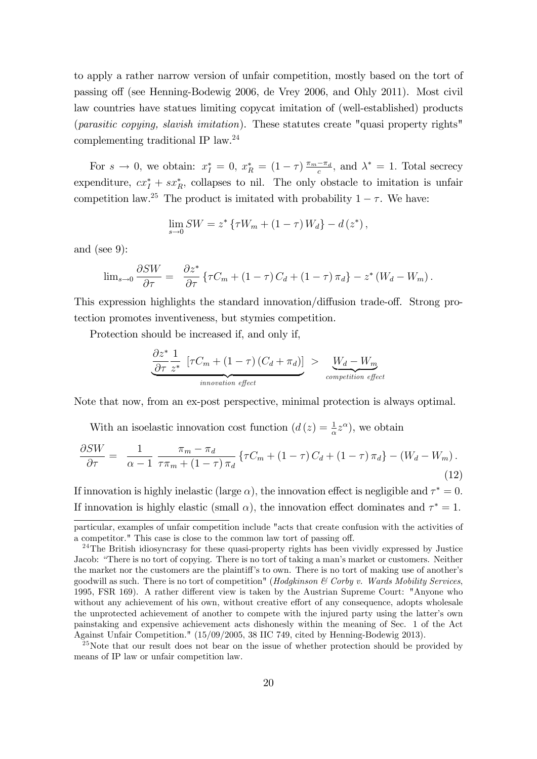to apply a rather narrow version of unfair competition, mostly based on the tort of passing off (see Henning-Bodewig 2006, de Vrey 2006, and Ohly 2011). Most civil law countries have statues limiting copycat imitation of (well-established) products (*parasitic copying, slavish imitation*). These statutes create "quasi property rights" complementing traditional IP law.[24]

For $s \to 0$, we obtain: $x_I^* = 0$, $x_R^* = (1-\tau)\frac{\pi_m - \pi_d}{c}$, and $\lambda^* = 1$. Total secrecy expenditure, $cx_I^* + sx_R^*$, collapses to nil. The only obstacle to imitation is unfair competition law.[25] The product is imitated with probability $1 - \tau$. We have:

$$\lim_{s \to 0} SW = z^* \left\{ \tau W_m + (1-\tau) W_d \right\} - d(z^*),$$

and (see 9):

$$\lim_{s\to 0} \frac{\partial SW}{\partial \tau} = \frac{\partial z^*}{\partial \tau} \left\{ \tau C_m + (1-\tau) C_d + (1-\tau) \pi_d \right\} - z^* (W_d - W_m).$$

This expression highlights the standard innovation/diffusion trade-off. Strong protection promotes inventiveness, but stymies competition.

Protection should be increased if, and only if,

$$\underbrace{\frac{\partial z^*}{\partial \tau} \frac{1}{z^*} \left[ \tau C_m + (1-\tau)(C_d + \pi_d) \right]}_{\text{innovation effect}} > \underbrace{W_d - W_m}_{\text{competition effect}}$$

Note that now, from an ex-post perspective, minimal protection is always optimal.

With an isoelastic innovation cost function ($d(z) = \frac{1}{\alpha} z^\alpha$), we obtain

$$\frac{\partial SW}{\partial \tau} = \frac{1}{\alpha - 1} \frac{\pi_m - \pi_d}{\tau \pi_m + (1-\tau) \pi_d} \left\{ \tau C_m + (1-\tau) C_d + (1-\tau) \pi_d \right\} - (W_d - W_m). \tag{12}$$

If innovation is highly inelastic (large $\alpha$), the innovation effect is negligible and $\tau^* = 0$. If innovation is highly elastic (small $\alpha$), the innovation effect dominates and $\tau^* = 1$.

---

particular, examples of unfair competition include "acts that create confusion with the activities of a competitor." This case is close to the common law tort of passing off.

[24] The British idiosyncrasy for these quasi-property rights has been vividly expressed by Justice Jacob: "There is no tort of copying. There is no tort of taking a man's market or customers. Neither the market nor the customers are the plaintiff's to own. There is no tort of making use of another's goodwill as such. There is no tort of competition" (*Hodgkinson & Corby v. Wards Mobility Services*, 1995, FSR 169). A rather different view is taken by the Austrian Supreme Court: "Anyone who without any achievement of his own, without creative effort of any consequence, adopts wholesale the unprotected achievement of another to compete with the injured party using the latter's own painstaking and expensive achievement acts dishonestly within the meaning of Sec. 1 of the Act Against Unfair Competition." (15/09/2005, 38 IIC 749, cited by Henning-Bodewig 2013).

[25] Note that our result does not bear on the issue of whether protection should be provided by means of IP law or unfair competition law.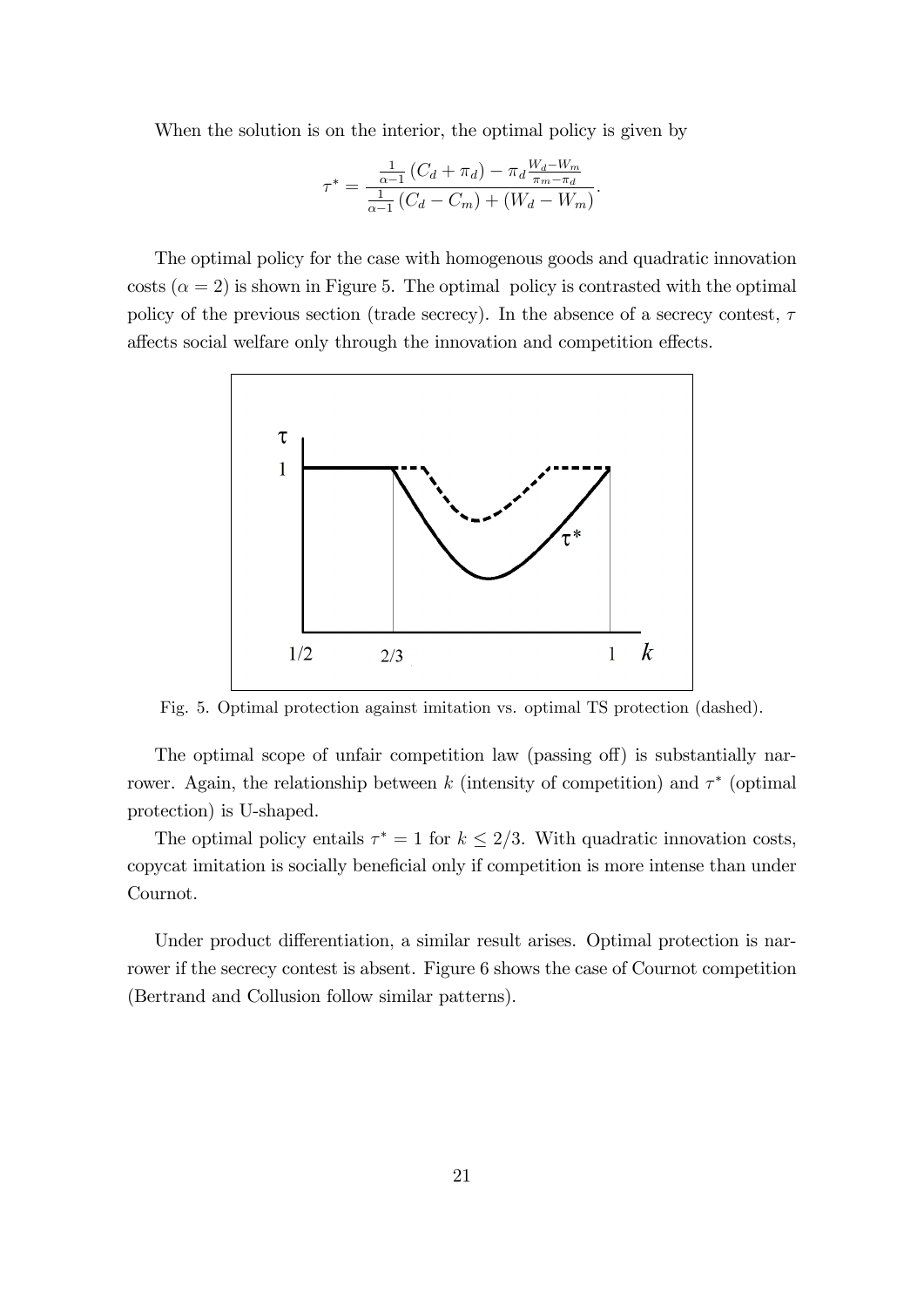When the solution is on the interior, the optimal policy is given by

$$\tau^* = \frac{\frac{1}{\alpha-1}(C_d + \pi_d) - \pi_d \frac{W_d - W_m}{\pi_m - \pi_d}}{\frac{1}{\alpha-1}(C_d - C_m) + (W_d - W_m)}.$$

The optimal policy for the case with homogenous goods and quadratic innovation costs ($\alpha = 2$) is shown in Figure 5. The optimal policy is contrasted with the optimal policy of the previous section (trade secrecy). In the absence of a secrecy contest, $\tau$ affects social welfare only through the innovation and competition effects.

Fig. 5. Optimal protection against imitation vs. optimal TS protection (dashed).

The optimal scope of unfair competition law (passing off) is substantially narrower. Again, the relationship between $k$ (intensity of competition) and $\tau^*$ (optimal protection) is U-shaped.

The optimal policy entails $\tau^* = 1$ for $k \leq 2/3$. With quadratic innovation costs, copycat imitation is socially beneficial only if competition is more intense than under Cournot.

Under product differentiation, a similar result arises. Optimal protection is narrower if the secrecy contest is absent. Figure 6 shows the case of Cournot competition (Bertrand and Collusion follow similar patterns).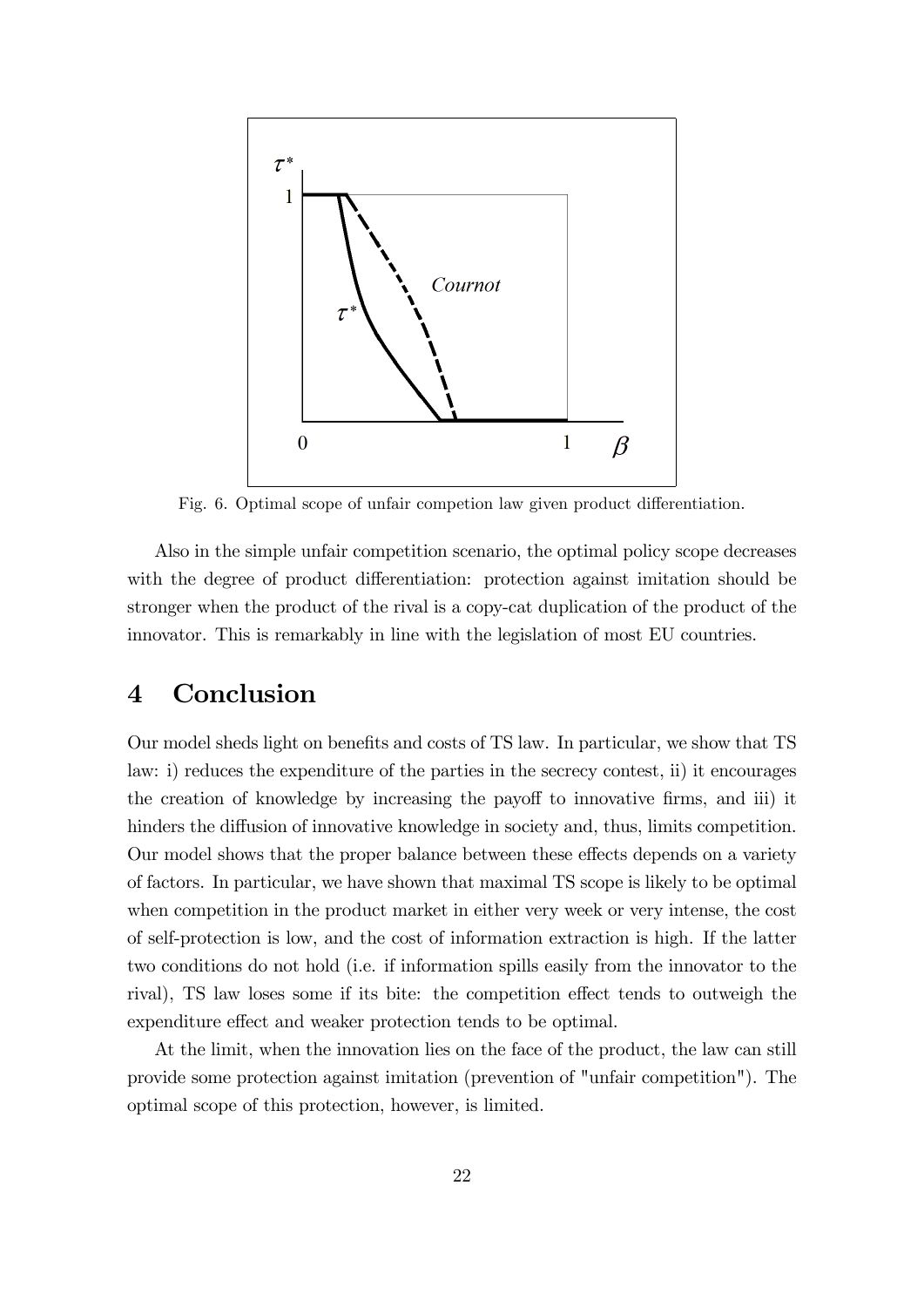Fig. 6. Optimal scope of unfair competion law given product differentiation.

Also in the simple unfair competition scenario, the optimal policy scope decreases with the degree of product differentiation: protection against imitation should be stronger when the product of the rival is a copy-cat duplication of the product of the innovator. This is remarkably in line with the legislation of most EU countries.

# 4 Conclusion

Our model sheds light on benefits and costs of TS law. In particular, we show that TS law: i) reduces the expenditure of the parties in the secrecy contest, ii) it encourages the creation of knowledge by increasing the payoff to innovative firms, and iii) it hinders the diffusion of innovative knowledge in society and, thus, limits competition. Our model shows that the proper balance between these effects depends on a variety of factors. In particular, we have shown that maximal TS scope is likely to be optimal when competition in the product market in either very week or very intense, the cost of self-protection is low, and the cost of information extraction is high. If the latter two conditions do not hold (i.e. if information spills easily from the innovator to the rival), TS law loses some if its bite: the competition effect tends to outweigh the expenditure effect and weaker protection tends to be optimal.

At the limit, when the innovation lies on the face of the product, the law can still provide some protection against imitation (prevention of "unfair competition"). The optimal scope of this protection, however, is limited.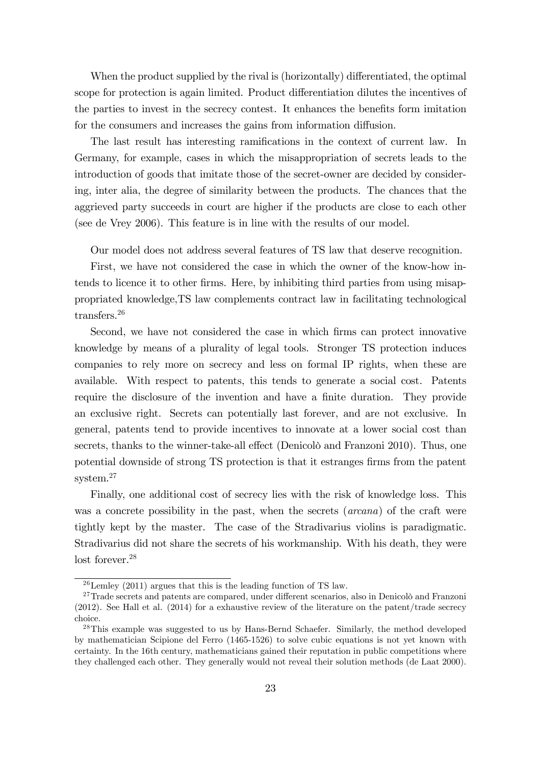When the product supplied by the rival is (horizontally) differentiated, the optimal scope for protection is again limited. Product differentiation dilutes the incentives of the parties to invest in the secrecy contest. It enhances the benefits form imitation for the consumers and increases the gains from information diffusion.

The last result has interesting ramifications in the context of current law. In Germany, for example, cases in which the misappropriation of secrets leads to the introduction of goods that imitate those of the secret-owner are decided by considering, inter alia, the degree of similarity between the products. The chances that the aggrieved party succeeds in court are higher if the products are close to each other (see de Vrey 2006). This feature is in line with the results of our model.

Our model does not address several features of TS law that deserve recognition.

First, we have not considered the case in which the owner of the know-how intends to licence it to other firms. Here, by inhibiting third parties from using misappropriated knowledge,TS law complements contract law in facilitating technological transfers.[26]

Second, we have not considered the case in which firms can protect innovative knowledge by means of a plurality of legal tools. Stronger TS protection induces companies to rely more on secrecy and less on formal IP rights, when these are available. With respect to patents, this tends to generate a social cost. Patents require the disclosure of the invention and have a finite duration. They provide an exclusive right. Secrets can potentially last forever, and are not exclusive. In general, patents tend to provide incentives to innovate at a lower social cost than secrets, thanks to the winner-take-all effect (Denicolò and Franzoni 2010). Thus, one potential downside of strong TS protection is that it estranges firms from the patent system.[27]

Finally, one additional cost of secrecy lies with the risk of knowledge loss. This was a concrete possibility in the past, when the secrets (*arcana*) of the craft were tightly kept by the master. The case of the Stradivarius violins is paradigmatic. Stradivarius did not share the secrets of his workmanship. With his death, they were lost forever.[28]

---

[26] Lemley (2011) argues that this is the leading function of TS law.

[27] Trade secrets and patents are compared, under different scenarios, also in Denicolò and Franzoni (2012). See Hall et al. (2014) for a exhaustive review of the literature on the patent/trade secrecy choice.

[28] This example was suggested to us by Hans-Bernd Schaefer. Similarly, the method developed by mathematician Scipione del Ferro (1465-1526) to solve cubic equations is not yet known with certainty. In the 16th century, mathematicians gained their reputation in public competitions where they challenged each other. They generally would not reveal their solution methods (de Laat 2000).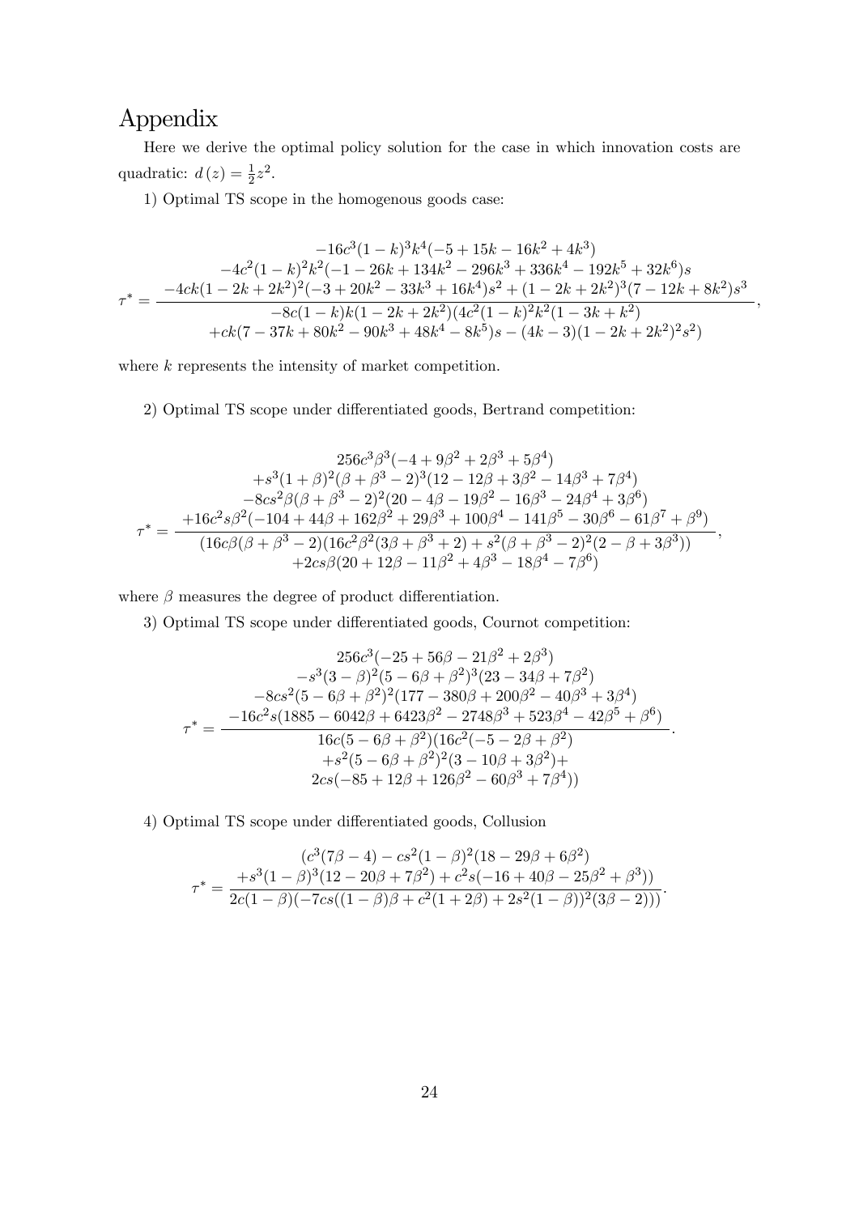# Appendix

Here we derive the optimal policy solution for the case in which innovation costs are quadratic: $d(z) = \frac{1}{2}z^2$.

1) Optimal TS scope in the homogenous goods case:

$$\tau^* = \frac{\begin{array}{c} -16c^3(1-k)^3k^4(-5+15k-16k^2+4k^3) \\ -4c^2(1-k)^2k^2(-1-26k+134k^2-296k^3+336k^4-192k^5+32k^6)s \\ -4ck(1-2k+2k^2)^2(-3+20k^2-33k^3+16k^4)s^2+(1-2k+2k^2)^3(7-12k+8k^2)s^3 \end{array}}{\begin{array}{c} -8c(1-k)k(1-2k+2k^2)(4c^2(1-k)^2k^2(1-3k+k^2) \\ +ck(7-37k+80k^2-90k^3+48k^4-8k^5)s-(4k-3)(1-2k+2k^2)^2s^2) \end{array}},$$

where $k$ represents the intensity of market competition.

2) Optimal TS scope under differentiated goods, Bertrand competition:

$$\tau^* = \frac{\begin{array}{c} 256c^3\beta^3(-4+9\beta^2+2\beta^3+5\beta^4) \\ +s^3(1+\beta)^2(\beta+\beta^3-2)^3(12-12\beta+3\beta^2-14\beta^3+7\beta^4) \\ -8cs^2\beta(\beta+\beta^3-2)^2(20-4\beta-19\beta^2-16\beta^3-24\beta^4+3\beta^6) \\ +16c^2s\beta^2(-104+44\beta+162\beta^2+29\beta^3+100\beta^4-141\beta^5-30\beta^6-61\beta^7+\beta^9) \end{array}}{\begin{array}{c} (16c\beta(\beta+\beta^3-2)(16c^2\beta^2(3\beta+\beta^3+2)+s^2(\beta+\beta^3-2)^2(2-\beta+3\beta^3)) \\ +2cs\beta(20+12\beta-11\beta^2+4\beta^3-18\beta^4-7\beta^6) \end{array}},$$

where $\beta$ measures the degree of product differentiation.

3) Optimal TS scope under differentiated goods, Cournot competition:

$$\tau^* = \frac{\begin{array}{c} 256c^3(-25+56\beta-21\beta^2+2\beta^3) \\ -s^3(3-\beta)^2(5-6\beta+\beta^2)^3(23-34\beta+7\beta^2) \\ -8cs^2(5-6\beta+\beta^2)^2(177-380\beta+200\beta^2-40\beta^3+3\beta^4) \\ -16c^2s(1885-6042\beta+6423\beta^2-2748\beta^3+523\beta^4-42\beta^5+\beta^6) \end{array}}{\begin{array}{c} 16c(5-6\beta+\beta^2)(16c^2(-5-2\beta+\beta^2) \\ +s^2(5-6\beta+\beta^2)^2(3-10\beta+3\beta^2)+ \\ 2cs(-85+12\beta+126\beta^2-60\beta^3+7\beta^4)) \end{array}}.$$

4) Optimal TS scope under differentiated goods, Collusion

$$\tau^* = \frac{\begin{array}{c} (c^3(7\beta-4)-cs^2(1-\beta)^2(18-29\beta+6\beta^2) \\ +s^3(1-\beta)^3(12-20\beta+7\beta^2)+c^2s(-16+40\beta-25\beta^2+\beta^3)) \end{array}}{2c(1-\beta)(-7cs((1-\beta)\beta+c^2(1+2\beta)+2s^2(1-\beta))^2(3\beta-2)))}.$$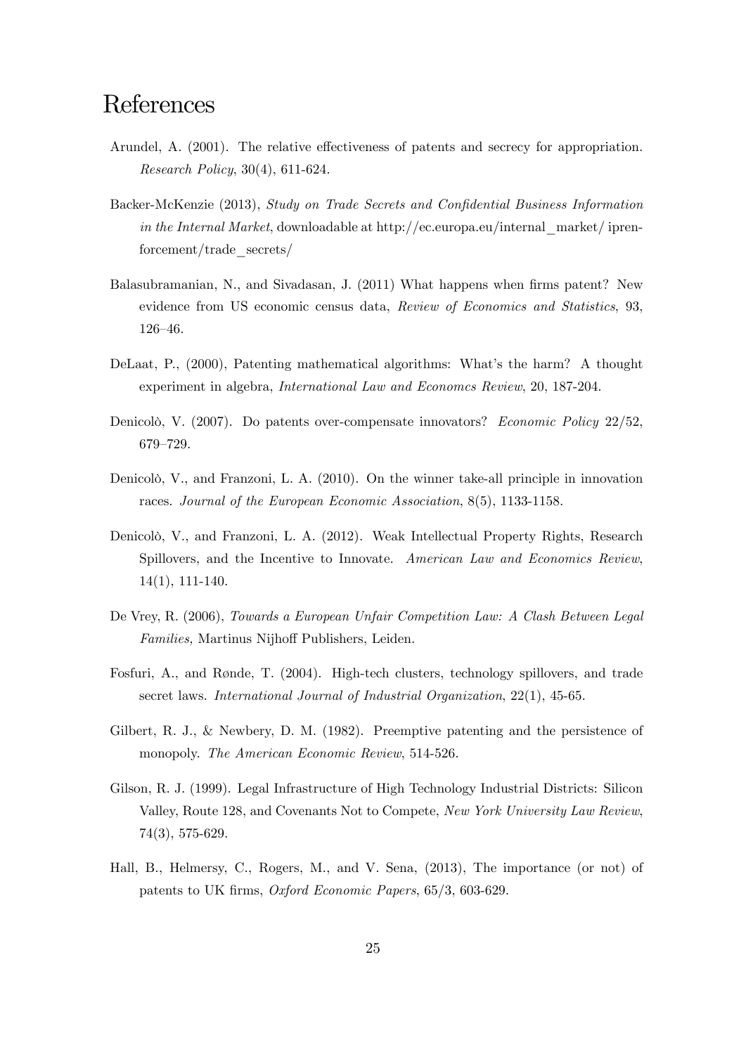# References

Arundel, A. (2001). The relative effectiveness of patents and secrecy for appropriation. *Research Policy*, 30(4), 611-624.

Backer-McKenzie (2013), *Study on Trade Secrets and Confidential Business Information in the Internal Market*, downloadable at http://ec.europa.eu/internal_market/ iprenforcement/trade_secrets/

Balasubramanian, N., and Sivadasan, J. (2011) What happens when firms patent? New evidence from US economic census data, *Review of Economics and Statistics*, 93, 126–46.

DeLaat, P., (2000), Patenting mathematical algorithms: What's the harm? A thought experiment in algebra, *International Law and Economcs Review*, 20, 187-204.

Denicolò, V. (2007). Do patents over-compensate innovators? *Economic Policy* 22/52, 679–729.

Denicolò, V., and Franzoni, L. A. (2010). On the winner take-all principle in innovation races. *Journal of the European Economic Association*, 8(5), 1133-1158.

Denicolò, V., and Franzoni, L. A. (2012). Weak Intellectual Property Rights, Research Spillovers, and the Incentive to Innovate. *American Law and Economics Review*, 14(1), 111-140.

De Vrey, R. (2006), *Towards a European Unfair Competition Law: A Clash Between Legal Families,* Martinus Nijhoff Publishers, Leiden.

Fosfuri, A., and Rønde, T. (2004). High-tech clusters, technology spillovers, and trade secret laws. *International Journal of Industrial Organization*, 22(1), 45-65.

Gilbert, R. J., & Newbery, D. M. (1982). Preemptive patenting and the persistence of monopoly. *The American Economic Review*, 514-526.

Gilson, R. J. (1999). Legal Infrastructure of High Technology Industrial Districts: Silicon Valley, Route 128, and Covenants Not to Compete, *New York University Law Review*, 74(3), 575-629.

Hall, B., Helmersy, C., Rogers, M., and V. Sena, (2013), The importance (or not) of patents to UK firms, *Oxford Economic Papers*, 65/3, 603-629.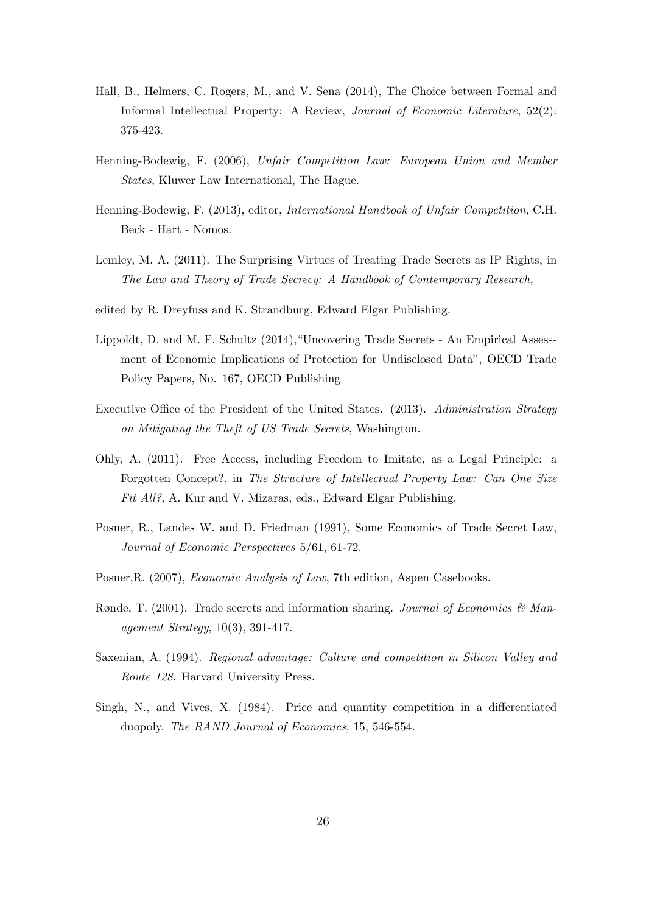Hall, B., Helmers, C. Rogers, M., and V. Sena (2014), The Choice between Formal and Informal Intellectual Property: A Review, *Journal of Economic Literature*, 52(2): 375-423.

Henning-Bodewig, F. (2006), *Unfair Competition Law: European Union and Member States*, Kluwer Law International, The Hague.

Henning-Bodewig, F. (2013), editor, *International Handbook of Unfair Competition*, C.H. Beck - Hart - Nomos.

Lemley, M. A. (2011). The Surprising Virtues of Treating Trade Secrets as IP Rights, in *The Law and Theory of Trade Secrecy: A Handbook of Contemporary Research,*

edited by R. Dreyfuss and K. Strandburg, Edward Elgar Publishing.

Lippoldt, D. and M. F. Schultz (2014), "Uncovering Trade Secrets - An Empirical Assessment of Economic Implications of Protection for Undisclosed Data", OECD Trade Policy Papers, No. 167, OECD Publishing

Executive Office of the President of the United States. (2013). *Administration Strategy on Mitigating the Theft of US Trade Secrets*, Washington.

Ohly, A. (2011). Free Access, including Freedom to Imitate, as a Legal Principle: a Forgotten Concept?, in *The Structure of Intellectual Property Law: Can One Size Fit All?*, A. Kur and V. Mizaras, eds., Edward Elgar Publishing.

Posner, R., Landes W. and D. Friedman (1991), Some Economics of Trade Secret Law, *Journal of Economic Perspectives* 5/61, 61-72.

Posner,R. (2007), *Economic Analysis of Law*, 7th edition, Aspen Casebooks.

Rønde, T. (2001). Trade secrets and information sharing. *Journal of Economics & Management Strategy*, 10(3), 391-417.

Saxenian, A. (1994). *Regional advantage: Culture and competition in Silicon Valley and Route 128*. Harvard University Press.

Singh, N., and Vives, X. (1984). Price and quantity competition in a differentiated duopoly. *The RAND Journal of Economics,* 15, 546-554.